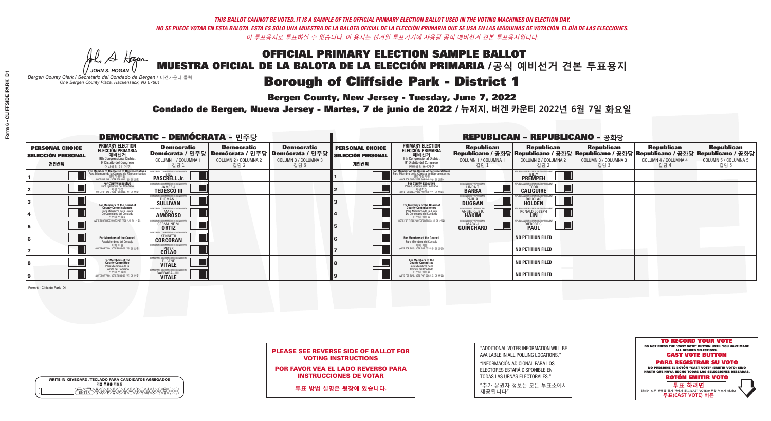*THIS BALLOT CANNOT BE VOTED. IT IS A SAMPLE OF THE OFFICIAL PRIMARY ELECTION BALLOT USED IN THE VOTING MACHINES ON ELECTION DAY.*
*NO SE PUEDE VOTAR EN ESTA BALOTA. ESTA ES SÓLO UNA MUESTRA DE LA BALOTA OFICIAL DE LA ELECCIÓN PRIMARIA QUE SE USA EN LAS MÁQUINAS DE VOTACIÓN EL DÍA DE LAS ELECCIONES.*
*이 투표용지로 투표하실 수 없습니다. 이 용지는 선거일 투표기기에 사용될 공식 예비선거 견본 투표용지입니다.*

JOHN S. HOGAN
*Bergen County Clerk / Secretario del Condado de Bergen / 버겐카운티 클럭*
*One Bergen County Plaza, Hackensack, NJ 07601*

# OFFICIAL PRIMARY ELECTION SAMPLE BALLOT
# MUESTRA OFICIAL DE LA BALOTA DE LA ELECCIÓN PRIMARIA /공식 예비선거 견본 투표용지
# Borough of Cliffside Park - District 1

**Bergen County, New Jersey - Tuesday, June 7, 2022**
**Condado de Bergen, Nueva Jersey - Martes, 7 de junio de 2022 / 뉴저지, 버겐 카운티 2022년 6월 7일 화요일**

## DEMOCRATIC - DEMÓCRATA - 민주당

| PERSONAL CHOICE / SELECCIÓN PERSONAL / 개인선택 | PRIMARY ELECTION / ELECCIÓN PRIMARIA / 예비선거 (9th Congressional District / 9° Distrito del Congreso / 연방하원 9선거구) | Democratic / Demócrata / 민주당 COLUMN 1 / COLUMNA 1 / 칼럼 1 | Democratic / Demócrata / 민주당 COLUMN 2 / COLUMNA 2 / 칼럼 2 | Democratic / Demócrata / 민주당 COLUMN 3 / COLUMNA 3 / 칼럼 3 |
|---|---|---|---|---|
| 1 | For Member of the House of Representatives / Para Miembro de la Cámara de Representantes / 연방하원의원 (VOTE FOR ONE / VOTE POR UNO / 한 명 선출) | BILL PASCRELL Jr. | | |
| 2 | For County Executive / Para Ejecutivo del Condado / 카운티장 (VOTE FOR ONE / VOTE POR UNO / 한 명 선출) | JAMES J. TEDESCO III | | |
| 3 | For Members of the Board of County Commissioners / Para Miembros de la Junta De Concejales del Condado / 카운티 위원들 (VOTE FOR THREE / VOTE POR TRES / 세 명 선출) | THOMAS J. SULLIVAN | | |
| 4 | | MARY AMOROSO | | |
| 5 | | GERMAINE M. ORTIZ | | |
| 6 | For Members of the Council / Para Miembros del Concejo / 의회 의원 (VOTE FOR TWO / VOTE POR DOS / 두 명 선출) | KENNETH CORCORAN | | |
| 7 | | PETER COLAO | | |
| 8 | For Members of the County Committee / Para Miembros de la Comité del Condado / 카운티 위원회 (VOTE FOR TWO / VOTE POR DOS / 두 명 선출) | EUGENE VITALE | | |
| 9 | | BARBARA-JILL VITALE | | |

## REPUBLICAN - REPUBLICANO - 공화당

| PERSONAL CHOICE / SELECCIÓN PERSONAL / 개인선택 | PRIMARY ELECTION / ELECCIÓN PRIMARIA / 예비선거 (9th Congressional District / 9° Distrito del Congreso / 연방하원 9선거구) | Republican / Republicano / 공화당 COLUMN 1 / COLUMNA 1 / 칼럼 1 | Republican / Republicano / 공화당 COLUMN 2 / COLUMNA 2 / 칼럼 2 | Republican / Republicano / 공화당 COLUMN 3 / COLUMNA 3 / 칼럼 3 | Republican / Republicano / 공화당 COLUMN 4 / COLUMNA 4 / 칼럼 4 | Republican / Republicano / 공화당 COLUMN 5 / COLUMNA 5 / 칼럼 5 |
|---|---|---|---|---|---|---|
| 1 | For Member of the House of Representatives / Para Miembro de la Cámara de Representantes / 연방하원의원 (VOTE FOR ONE / VOTE POR UNO / 한 명 선출) | | BILLY PREMPEH | | | |
| 2 | For County Executive / Para Ejecutivo del Condado / 카운티장 (VOTE FOR ONE / VOTE POR UNO / 한 명 선출) | LINDA T. BARBA | TODD CALIGUIRE | | | |
| 3 | For Members of the Board of County Commissioners / Para Miembros de la Junta De Concejales del Condado / 카운티 위원들 (VOTE FOR THREE / VOTE POR TRES / 세 명 선출) | PAUL A. DUGGAN | DOUGLAS HOLDEN | | | |
| 4 | | ANGELIQUE R. HAKIM | RONALD JOSEPH LIN | | | |
| 5 | | MARY J. GUINCHARD | DIERDRE G. PAUL | | | |
| 6 | For Members of the Council / Para Miembros del Concejo / 의회 의원 (VOTE FOR TWO / VOTE POR DOS / 두 명 선출) | | NO PETITION FILED | | | |
| 7 | | | NO PETITION FILED | | | |
| 8 | For Members of the County Committee / Para Miembros de la Comité del Condado / 카운티 위원회 (VOTE FOR TWO / VOTE POR DOS / 두 명 선출) | | NO PETITION FILED | | | |
| 9 | | | NO PETITION FILED | | | |

Form 6 - Cliffside Park D1

**PLEASE SEE REVERSE SIDE OF BALLOT FOR VOTING INSTRUCTIONS**

**POR FAVOR VEA EL LADO REVERSO PARA INSTRUCCIONES DE VOTAR**

**투표 방법 설명은 뒷장에 있습니다.**

"ADDITIONAL VOTER INFORMATION WILL BE AVAILABLE IN ALL POLLING LOCATIONS."

"INFORMACIÓN ADICIONAL PARA LOS ELECTORES ESTARÁ DISPONIBLE EN TODAS LAS URNAS ELECTORALES."

"추가 유권자 정보는 모든 투표소에서 제공됩니다"

WRITE-IN KEYBOARD /TECLADO PARA CANDIDATOS AGREGADOS
기명 투표용 키보드

**TO RECORD YOUR VOTE**
DO NOT PRESS THE "CAST VOTE" BUTTON UNTIL YOU HAVE MADE ALL DESIRED SELECTIONS.
**CAST VOTE BUTTON**

**PARA REGISTRAR SU VOTO**
NO PRESIONE EL BOTÓN "CAST VOTE" (EMITIR VOTO) SINO HASTA QUE HAYA HECHO TODAS LAS SELECCIONES DESEADAS.
**BOTÓN EMITIR VOTO**

**투표 하려면**
원하는 모든 선택을 하기 전까지 투표(CAST VOTE)버튼을 누르지 마세요
**투표(CAST VOTE) 버튼**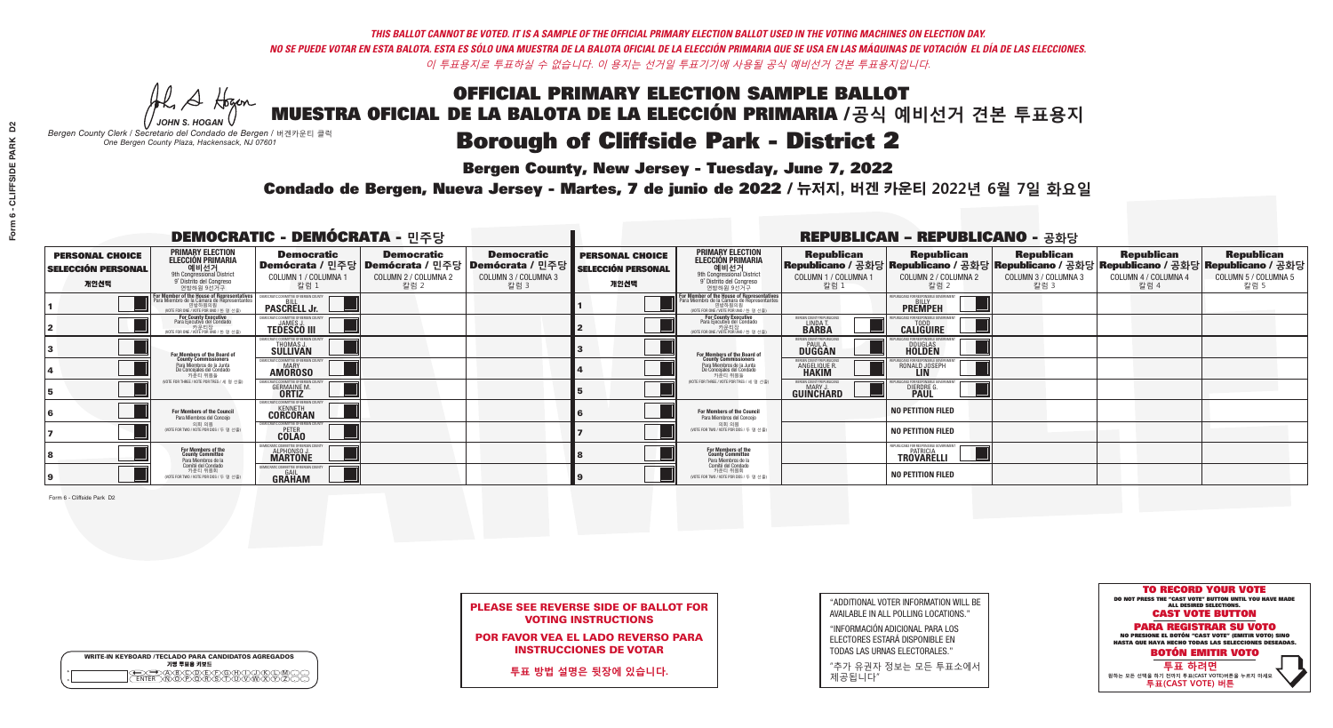*THIS BALLOT CANNOT BE VOTED. IT IS A SAMPLE OF THE OFFICIAL PRIMARY ELECTION BALLOT USED IN THE VOTING MACHINES ON ELECTION DAY.*
*NO SE PUEDE VOTAR EN ESTA BALOTA. ESTA ES SÓLO UNA MUESTRA DE LA BALOTA OFICIAL DE LA ELECCIÓN PRIMARIA QUE SE USA EN LAS MÁQUINAS DE VOTACIÓN EL DÍA DE LAS ELECCIONES.*
*이 투표용지로 투표하실 수 없습니다. 이 용지는 선거일 투표기기에 사용될 공식 예비선거 견본 투표용지입니다.*

JOHN S. HOGAN
*Bergen County Clerk / Secretario del Condado de Bergen / 버겐카운티 클럭*
*One Bergen County Plaza, Hackensack, NJ 07601*

# OFFICIAL PRIMARY ELECTION SAMPLE BALLOT
# MUESTRA OFICIAL DE LA BALOTA DE LA ELECCIÓN PRIMARIA / 공식 예비선거 견본 투표용지
# Borough of Cliffside Park - District 2

**Bergen County, New Jersey - Tuesday, June 7, 2022**
**Condado de Bergen, Nueva Jersey - Martes, 7 de junio de 2022 / 뉴저지, 버겐 카운티 2022년 6월 7일 화요일**

## DEMOCRATIC - DEMÓCRATA - 민주당

| PERSONAL CHOICE / SELECCIÓN PERSONAL / 개인선택 | PRIMARY ELECTION / ELECCIÓN PRIMARIA / 예비선거 (9th Congressional District / 9° Distrito del Congreso / 연방하원 9선거구) | Democratic / Demócrata / 민주당 COLUMN 1 / COLUMNA 1 / 칼럼 1 | Democratic / Demócrata / 민주당 COLUMN 2 / COLUMNA 2 / 칼럼 2 | Democratic / Demócrata / 민주당 COLUMN 3 / COLUMNA 3 / 칼럼 3 |
|---|---|---|---|---|
| 1 | For Member of the House of Representatives / Para Miembro de la Cámara de Representantes / 연방하원의원 (VOTE FOR ONE / VOTE POR UNO / 한 명 선출) | BILL PASCRELL Jr. | | |
| 2 | For County Executive / Para Ejecutivo del Condado / 카운티장 (VOTE FOR ONE / VOTE POR UNO / 한 명 선출) | JAMES J. TEDESCO III | | |
| 3 | For Members of the Board of County Commissioners / Para Miembros de la Junta De Concejales del Condado / 카운티 위원들 (VOTE FOR THREE / VOTE POR TRES / 세 명 선출) | THOMAS J. SULLIVAN | | |
| 4 | | MARY AMOROSO | | |
| 5 | | GERMAINE M. ORTIZ | | |
| 6 | For Members of the Council / Para Miembros del Concejo / 의회 의원 (VOTE FOR TWO / VOTE POR DOS / 두 명 선출) | KENNETH CORCORAN | | |
| 7 | | PETER COLAO | | |
| 8 | For Members of the County Committee / Para Miembros de la Comité del Condado / 카운티 위원회 (VOTE FOR TWO / VOTE POR DOS / 두 명 선출) | ALPHONSO J. MARTONE | | |
| 9 | | GAIL GRAHAM | | |

## REPUBLICAN - REPUBLICANO - 공화당

| PERSONAL CHOICE / SELECCIÓN PERSONAL / 개인선택 | PRIMARY ELECTION / ELECCIÓN PRIMARIA / 예비선거 (9th Congressional District / 9° Distrito del Congreso / 연방하원 9선거구) | Republican / Republicano / 공화당 COLUMN 1 / COLUMNA 1 / 칼럼 1 | Republican / Republicano / 공화당 COLUMN 2 / COLUMNA 2 / 칼럼 2 | Republican / Republicano / 공화당 COLUMN 3 / COLUMNA 3 / 칼럼 3 | Republican / Republicano / 공화당 COLUMN 4 / COLUMNA 4 / 칼럼 4 | Republican / Republicano / 공화당 COLUMN 5 / COLUMNA 5 / 칼럼 5 |
|---|---|---|---|---|---|---|
| 1 | For Member of the House of Representatives / Para Miembro de la Cámara de Representantes / 연방하원의원 (VOTE FOR ONE / VOTE POR UNO / 한 명 선출) | | BILLY PREMPEH | | | |
| 2 | For County Executive / Para Ejecutivo del Condado / 카운티장 (VOTE FOR ONE / VOTE POR UNO / 한 명 선출) | LINDA T. BARBA | TODD CALIGUIRE | | | |
| 3 | For Members of the Board of County Commissioners / Para Miembros de la Junta De Concejales del Condado / 카운티 위원들 (VOTE FOR THREE / VOTE POR TRES / 세 명 선출) | PAUL A. DUGGAN | DOUGLAS HOLDEN | | | |
| 4 | | ANGELIQUE R. HAKIM | RONALD JOSEPH LIN | | | |
| 5 | | MARY J. GUINCHARD | DIERDRE G. PAUL | | | |
| 6 | For Members of the Council / Para Miembros del Concejo / 의회 의원 (VOTE FOR TWO / VOTE POR DOS / 두 명 선출) | | NO PETITION FILED | | | |
| 7 | | | NO PETITION FILED | | | |
| 8 | For Members of the County Committee / Para Miembros de la Comité del Condado / 카운티 위원회 (VOTE FOR TWO / VOTE POR DOS / 두 명 선출) | | PATRICIA TROVARELLI | | | |
| 9 | | | NO PETITION FILED | | | |

Form 6 - Cliffside Park D2

**PLEASE SEE REVERSE SIDE OF BALLOT FOR VOTING INSTRUCTIONS**

**POR FAVOR VEA EL LADO REVERSO PARA INSTRUCCIONES DE VOTAR**

**투표 방법 설명은 뒷장에 있습니다.**

"ADDITIONAL VOTER INFORMATION WILL BE AVAILABLE IN ALL POLLING LOCATIONS."

"INFORMACIÓN ADICIONAL PARA LOS ELECTORES ESTARÁ DISPONIBLE EN TODAS LAS URNAS ELECTORALES."

"추가 유권자 정보는 모든 투표소에서 제공됩니다"

WRITE-IN KEYBOARD /TECLADO PARA CANDIDATOS AGREGADOS
기명 투표용 키보드

**TO RECORD YOUR VOTE**
DO NOT PRESS THE "CAST VOTE" BUTTON UNTIL YOU HAVE MADE ALL DESIRED SELECTIONS.
**CAST VOTE BUTTON**

**PARA REGISTRAR SU VOTO**
NO PRESIONE EL BOTÓN "CAST VOTE" (EMITIR VOTO) SINO HASTA QUE HAYA HECHO TODAS LAS SELECCIONES DESEADAS.
**BOTÓN EMITIR VOTO**

**투표 하려면**
원하는 모든 선택을 하기 전까지 투표(CAST VOTE)버튼을 누르지 마세요
**투표(CAST VOTE) 버튼**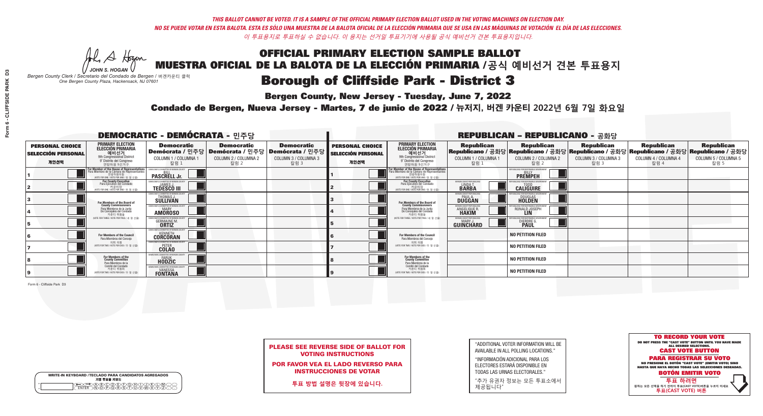THIS BALLOT CANNOT BE VOTED. IT IS A SAMPLE OF THE OFFICIAL PRIMARY ELECTION BALLOT USED IN THE VOTING MACHINES ON ELECTION DAY.
NO SE PUEDE VOTAR EN ESTA BALOTA. ESTA ES SÓLO UNA MUESTRA DE LA BALOTA OFICIAL DE LA ELECCIÓN PRIMARIA QUE SE USA EN LAS MÁQUINAS DE VOTACIÓN EL DÍA DE LAS ELECCIONES.
이 투표용지로 투표하실 수 없습니다. 이 용지는 선거일 투표기기에 사용될 공식 예비선거 견본 투표용지입니다.

JOHN S. HOGAN
Bergen County Clerk / Secretario del Condado de Bergen / 버겐카운티 클럭
One Bergen County Plaza, Hackensack, NJ 07601

# OFFICIAL PRIMARY ELECTION SAMPLE BALLOT
# MUESTRA OFICIAL DE LA BALOTA DE LA ELECCIÓN PRIMARIA /공식 예비선거 견본 투표용지
# Borough of Cliffside Park - District 3

**Bergen County, New Jersey - Tuesday, June 7, 2022**

**Condado de Bergen, Nueva Jersey - Martes, 7 de junio de 2022 / 뉴저지, 버겐 카운티 2022년 6월 7일 화요일**

## DEMOCRATIC - DEMÓCRATA - 민주당

| PERSONAL CHOICE / SELECCIÓN PERSONAL / 개인선택 | PRIMARY ELECTION / ELECCIÓN PRIMARIA / 예비선거 (9th Congressional District / 9° Distrito del Congreso / 연방하원 9선거구) | Democratic / Demócrata / 민주당 COLUMN 1 / COLUMNA 1 / 칼럼 1 | Democratic / Demócrata / 민주당 COLUMN 2 / COLUMNA 2 / 칼럼 2 | Democratic / Demócrata / 민주당 COLUMN 3 / COLUMNA 3 / 칼럼 3 |
|---|---|---|---|---|
| 1 | For Member of the House of Representatives / Para Miembro de la Cámara de Representantes / 연방하원의원 (VOTE FOR ONE / VOTE POR UNO / 한 명 선출) | BILL PASCRELL Jr. | | |
| 2 | For County Executive / Para Ejecutivo del Condado / 카운티장 (VOTE FOR ONE / VOTE POR UNO / 한 명 선출) | JAMES J. TEDESCO III | | |
| 3 | For Members of the Board of County Commissioners / Para Miembros de la Junta De Concejales del Condado / 카운티 위원들 (VOTE FOR THREE / VOTE POR TRES / 세 명 선출) | THOMAS J. SULLIVAN | | |
| 4 | | MARY AMOROSO | | |
| 5 | | GERMAINE M. ORTIZ | | |
| 6 | For Members of the Council / Para Miembros del Concejo / 의회 의원 (VOTE FOR TWO / VOTE POR DOS / 두 명 선출) | KENNETH CORCORAN | | |
| 7 | | PETER COLAO | | |
| 8 | For Members of the County Committee / Para Miembros de la Comité del Condado / 카운티 위원회 (VOTE FOR TWO / VOTE POR DOS / 두 명 선출) | FARUK HODZIC | | |
| 9 | | VANESSA FONTANA | | |

## REPUBLICAN - REPUBLICANO - 공화당

| PERSONAL CHOICE / SELECCIÓN PERSONAL / 개인선택 | PRIMARY ELECTION / ELECCIÓN PRIMARIA / 예비선거 (9th Congressional District / 9° Distrito del Congreso / 연방하원 9선거구) | Republican / Republicano / 공화당 COLUMN 1 / COLUMNA 1 / 칼럼 1 | Republican / Republicano / 공화당 COLUMN 2 / COLUMNA 2 / 칼럼 2 | Republican / Republicano / 공화당 COLUMN 3 / COLUMNA 3 / 칼럼 3 | Republican / Republicano / 공화당 COLUMN 4 / COLUMNA 4 / 칼럼 4 | Republican / Republicano / 공화당 COLUMN 5 / COLUMNA 5 / 칼럼 5 |
|---|---|---|---|---|---|---|
| 1 | For Member of the House of Representatives / Para Miembro de la Cámara de Representantes / 연방하원의원 (VOTE FOR ONE / VOTE POR UNO / 한 명 선출) | | BILLY PREMPEH | | | |
| 2 | For County Executive / Para Ejecutivo del Condado / 카운티장 (VOTE FOR ONE / VOTE POR UNO / 한 명 선출) | LINDA T. BARBA | TODD CALIGUIRE | | | |
| 3 | For Members of the Board of County Commissioners / Para Miembros de la Junta De Concejales del Condado / 카운티 위원들 (VOTE FOR THREE / VOTE POR TRES / 세 명 선출) | PAUL A. DUGGAN | DOUGLAS HOLDEN | | | |
| 4 | | ANGELIQUE R. HAKIM | RONALD JOSEPH LIN | | | |
| 5 | | MARY J. GUINCHARD | DIERDRE G. PAUL | | | |
| 6 | For Members of the Council / Para Miembros del Concejo / 의회 의원 (VOTE FOR TWO / VOTE POR DOS / 두 명 선출) | | NO PETITION FILED | | | |
| 7 | | | NO PETITION FILED | | | |
| 8 | For Members of the County Committee / Para Miembros de la Comité del Condado / 카운티 위원회 (VOTE FOR TWO / VOTE POR DOS / 두 명 선출) | | NO PETITION FILED | | | |
| 9 | | | NO PETITION FILED | | | |

Form 6 - Cliffside Park D3

WRITE-IN KEYBOARD /TECLADO PARA CANDIDATOS AGREGADOS / 기명 투표용 키보드

**PLEASE SEE REVERSE SIDE OF BALLOT FOR VOTING INSTRUCTIONS**

**POR FAVOR VEA EL LADO REVERSO PARA INSTRUCCIONES DE VOTAR**

**투표 방법 설명은 뒷장에 있습니다.**

"ADDITIONAL VOTER INFORMATION WILL BE AVAILABLE IN ALL POLLING LOCATIONS."

"INFORMACIÓN ADICIONAL PARA LOS ELECTORES ESTARÁ DISPONIBLE EN TODAS LAS URNAS ELECTORALES."

"추가 유권자 정보는 모든 투표소에서 제공됩니다"

**TO RECORD YOUR VOTE**
DO NOT PRESS THE "CAST VOTE" BUTTON UNTIL YOU HAVE MADE ALL DESIRED SELECTIONS.
**CAST VOTE BUTTON**

**PARA REGISTRAR SU VOTO**
NO PRESIONE EL BOTÓN "CAST VOTE" (EMITIR VOTO) SINO HASTA QUE HAYA HECHO TODAS LAS SELECCIONES DESEADAS.
**BOTÓN EMITIR VOTO**

**투표 하려면**
원하는 모든 선택을 하기 전까지 투표(CAST VOTE)버튼을 누르지 마세요
**투표(CAST VOTE) 버튼**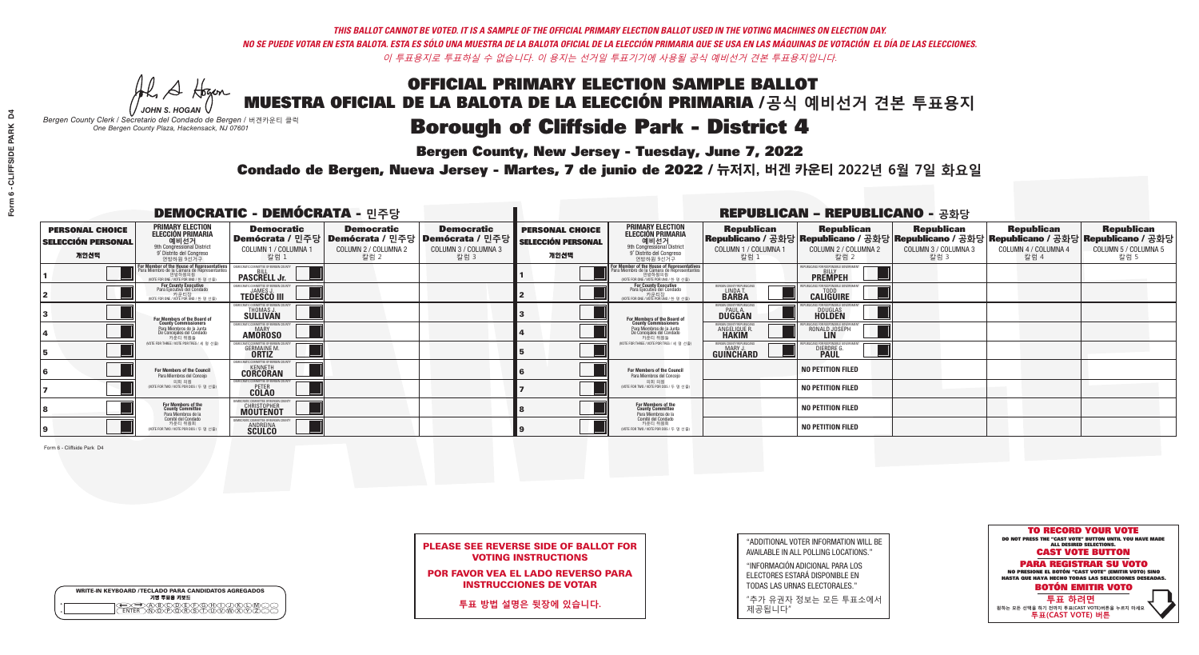*THIS BALLOT CANNOT BE VOTED. IT IS A SAMPLE OF THE OFFICIAL PRIMARY ELECTION BALLOT USED IN THE VOTING MACHINES ON ELECTION DAY.*
*NO SE PUEDE VOTAR EN ESTA BALOTA. ESTA ES SÓLO UNA MUESTRA DE LA BALOTA OFICIAL DE LA ELECCIÓN PRIMARIA QUE SE USA EN LAS MÁQUINAS DE VOTACIÓN EL DÍA DE LAS ELECCIONES.*
*이 투표용지로 투표하실 수 없습니다. 이 용지는 선거일 투표기기에 사용될 공식 예비선거 견본 투표용지입니다.*

JOHN S. HOGAN
*Bergen County Clerk / Secretario del Condado de Bergen / 버겐카운티 클럭*
*One Bergen County Plaza, Hackensack, NJ 07601*

# OFFICIAL PRIMARY ELECTION SAMPLE BALLOT
# MUESTRA OFICIAL DE LA BALOTA DE LA ELECCIÓN PRIMARIA /공식 예비선거 견본 투표용지
# Borough of Cliffside Park - District 4

**Bergen County, New Jersey - Tuesday, June 7, 2022**
**Condado de Bergen, Nueva Jersey - Martes, 7 de junio de 2022 / 뉴저지, 버겐 카운티 2022년 6월 7일 화요일**

## DEMOCRATIC - DEMÓCRATA - 민주당

| PERSONAL CHOICE / SELECCIÓN PERSONAL / 개인선택 | PRIMARY ELECTION / ELECCIÓN PRIMARIA / 예비선거 (9th Congressional District / 9° Distrito del Congreso / 연방하원 9선거구) | Democratic / Demócrata / 민주당 COLUMN 1 / COLUMNA 1 / 칼럼 1 | Democratic / Demócrata / 민주당 COLUMN 2 / COLUMNA 2 / 칼럼 2 | Democratic / Demócrata / 민주당 COLUMN 3 / COLUMNA 3 / 칼럼 3 |
|---|---|---|---|---|
| 1 | For Member of the House of Representatives / Para Miembro de la Cámara de Representantes / 연방하원의원 (VOTE FOR ONE / VOTE POR UNO / 한 명 선출) | BILL PASCRELL Jr. | | |
| 2 | For County Executive / Para Ejecutivo del Condado / 카운티장 (VOTE FOR ONE / VOTE POR UNO / 한 명 선출) | JAMES J. TEDESCO III | | |
| 3 | For Members of the Board of County Commissioners / Para Miembros de la Junta De Concejales del Condado / 카운티 위원들 (VOTE FOR THREE / VOTE POR TRES / 세 명 선출) | THOMAS J. SULLIVAN | | |
| 4 | | MARY AMOROSO | | |
| 5 | | GERMAINE M. ORTIZ | | |
| 6 | For Members of the Council / Para Miembros del Concejo / 의회 의원 (VOTE FOR TWO / VOTE POR DOS / 두 명 선출) | KENNETH CORCORAN | | |
| 7 | | PETER COLAO | | |
| 8 | For Members of the County Committee / Para Miembros de la Comité del Condado / 카운티 위원회 (VOTE FOR TWO / VOTE POR DOS / 두 명 선출) | CHRISTOPHER MOUTENOT | | |
| 9 | | ANDREINA SCULCO | | |

## REPUBLICAN - REPUBLICANO - 공화당

| PERSONAL CHOICE / SELECCIÓN PERSONAL / 개인선택 | PRIMARY ELECTION / ELECCIÓN PRIMARIA / 예비선거 (9th Congressional District / 9° Distrito del Congreso / 연방하원 9선거구) | Republican / Republicano / 공화당 COLUMN 1 / COLUMNA 1 / 칼럼 1 | Republican / Republicano / 공화당 COLUMN 2 / COLUMNA 2 / 칼럼 2 | Republican / Republicano / 공화당 COLUMN 3 / COLUMNA 3 / 칼럼 3 | Republican / Republicano / 공화당 COLUMN 4 / COLUMNA 4 / 칼럼 4 | Republican / Republicano / 공화당 COLUMN 5 / COLUMNA 5 / 칼럼 5 |
|---|---|---|---|---|---|---|
| 1 | For Member of the House of Representatives / Para Miembro de la Cámara de Representantes / 연방하원의원 (VOTE FOR ONE / VOTE POR UNO / 한 명 선출) | | BILLY PREMPEH | | | |
| 2 | For County Executive / Para Ejecutivo del Condado / 카운티장 (VOTE FOR ONE / VOTE POR UNO / 한 명 선출) | LINDA T. BARBA | TODD CALIGUIRE | | | |
| 3 | For Members of the Board of County Commissioners / Para Miembros de la Junta De Concejales del Condado / 카운티 위원들 (VOTE FOR THREE / VOTE POR TRES / 세 명 선출) | PAUL A. DUGGAN | DOUGLAS HOLDEN | | | |
| 4 | | ANGELIQUE R. HAKIM | RONALD JOSEPH LIN | | | |
| 5 | | MARY J. GUINCHARD | DIERDRE G. PAUL | | | |
| 6 | For Members of the Council / Para Miembros del Concejo / 의회 의원 (VOTE FOR TWO / VOTE POR DOS / 두 명 선출) | | NO PETITION FILED | | | |
| 7 | | | NO PETITION FILED | | | |
| 8 | For Members of the County Committee / Para Miembros de la Comité del Condado / 카운티 위원회 (VOTE FOR TWO / VOTE POR DOS / 두 명 선출) | | NO PETITION FILED | | | |
| 9 | | | NO PETITION FILED | | | |

Form 6 - Cliffside Park D4

**PLEASE SEE REVERSE SIDE OF BALLOT FOR VOTING INSTRUCTIONS**

**POR FAVOR VEA EL LADO REVERSO PARA INSTRUCCIONES DE VOTAR**

**투표 방법 설명은 뒷장에 있습니다.**

"ADDITIONAL VOTER INFORMATION WILL BE AVAILABLE IN ALL POLLING LOCATIONS."

"INFORMACIÓN ADICIONAL PARA LOS ELECTORES ESTARÁ DISPONIBLE EN TODAS LAS URNAS ELECTORALES."

"추가 유권자 정보는 모든 투표소에서 제공됩니다"

WRITE-IN KEYBOARD /TECLADO PARA CANDIDATOS AGREGADOS
기명 투표용 키보드

**TO RECORD YOUR VOTE**
DO NOT PRESS THE "CAST VOTE" BUTTON UNTIL YOU HAVE MADE ALL DESIRED SELECTIONS.
**CAST VOTE BUTTON**

**PARA REGISTRAR SU VOTO**
NO PRESIONE EL BOTÓN "CAST VOTE" (EMITIR VOTO) SINO HASTA QUE HAYA HECHO TODAS LAS SELECCIONES DESEADAS.
**BOTÓN EMITIR VOTO**

**투표 하려면**
원하는 모든 선택을 하기 전까지 투표(CAST VOTE)버튼을 누르지 마세요
**투표(CAST VOTE) 버튼**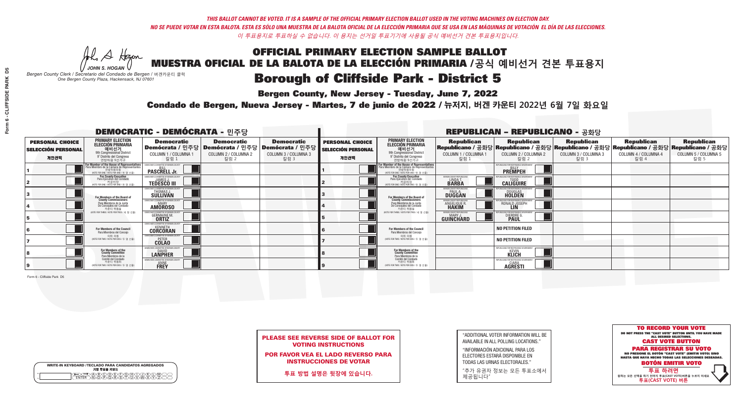*THIS BALLOT CANNOT BE VOTED. IT IS A SAMPLE OF THE OFFICIAL PRIMARY ELECTION BALLOT USED IN THE VOTING MACHINES ON ELECTION DAY.*
*NO SE PUEDE VOTAR EN ESTA BALOTA. ESTA ES SÓLO UNA MUESTRA DE LA BALOTA OFICIAL DE LA ELECCIÓN PRIMARIA QUE SE USA EN LAS MÁQUINAS DE VOTACIÓN EL DÍA DE LAS ELECCIONES.*
*이 투표용지로 투표하실 수 없습니다. 이 용지는 선거일 투표기기에 사용될 공식 예비선거 견본 투표용지입니다.*

JOHN S. HOGAN
*Bergen County Clerk / Secretario del Condado de Bergen / 버겐카운티 클럭*
*One Bergen County Plaza, Hackensack, NJ 07601*

# OFFICIAL PRIMARY ELECTION SAMPLE BALLOT
# MUESTRA OFICIAL DE LA BALOTA DE LA ELECCIÓN PRIMARIA / 공식 예비선거 견본 투표용지

## Borough of Cliffside Park - District 5

**Bergen County, New Jersey - Tuesday, June 7, 2022**

**Condado de Bergen, Nueva Jersey - Martes, 7 de junio de 2022 / 뉴저지, 버겐 카운티 2022년 6월 7일 화요일**

### DEMOCRATIC - DEMÓCRATA - 민주당

| PERSONAL CHOICE / SELECCIÓN PERSONAL / 개인선택 | PRIMARY ELECTION / ELECCIÓN PRIMARIA / 예비선거 (9th Congressional District / 9° Distrito del Congreso / 연방하원 9선거구) | Democratic / Demócrata / 민주당 COLUMN 1 / COLUMNA 1 / 칼럼 1 | Democratic / Demócrata / 민주당 COLUMN 2 / COLUMNA 2 / 칼럼 2 | Democratic / Demócrata / 민주당 COLUMN 3 / COLUMNA 3 / 칼럼 3 |
|---|---|---|---|---|
| 1 | For Member of the House of Representatives / Para Miembro de la Cámara de Representantes / 연방하원의원 (VOTE FOR ONE / VOTE POR UNO / 한 명 선출) | BILL PASCRELL Jr. | | |
| 2 | For County Executive / Para Ejecutivo del Condado / 카운티장 (VOTE FOR ONE / VOTE POR UNO / 한 명 선출) | JAMES J. TEDESCO III | | |
| 3 | For Members of the Board of County Commissioners / Para Miembros de la Junta De Concejales del Condado / 카운티 위원들 (VOTE FOR THREE / VOTE POR TRES / 세 명 선출) | THOMAS J. SULLIVAN | | |
| 4 | | MARY AMOROSO | | |
| 5 | | GERMAINE M. ORTIZ | | |
| 6 | For Members of the Council / Para Miembros del Concejo / 의회 의원 (VOTE FOR TWO / VOTE POR DOS / 두 명 선출) | KENNETH CORCORAN | | |
| 7 | | PETER COLAO | | |
| 8 | For Members of the County Committee / Para Miembros de la Comité del Condado / 카운티 위원회 (VOTE FOR TWO / VOTE POR DOS / 두 명 선출) | DAVID LANPHER | | |
| 9 | | ANNE FREY | | |

### REPUBLICAN - REPUBLICANO - 공화당

| PERSONAL CHOICE / SELECCIÓN PERSONAL / 개인선택 | PRIMARY ELECTION / ELECCIÓN PRIMARIA / 예비선거 (9th Congressional District / 9° Distrito del Congreso / 연방하원 9선거구) | Republican / Republicano / 공화당 COLUMN 1 / COLUMNA 1 / 칼럼 1 | Republican / Republicano / 공화당 COLUMN 2 / COLUMNA 2 / 칼럼 2 | Republican / Republicano / 공화당 COLUMN 3 / COLUMNA 3 / 칼럼 3 | Republican / Republicano / 공화당 COLUMN 4 / COLUMNA 4 / 칼럼 4 | Republican / Republicano / 공화당 COLUMN 5 / COLUMNA 5 / 칼럼 5 |
|---|---|---|---|---|---|---|
| 1 | For Member of the House of Representatives / Para Miembro de la Cámara de Representantes / 연방하원의원 (VOTE FOR ONE / VOTE POR UNO / 한 명 선출) | | BILLY PREMPEH | | | |
| 2 | For County Executive / Para Ejecutivo del Condado / 카운티장 (VOTE FOR ONE / VOTE POR UNO / 한 명 선출) | LINDA T. BARBA | TODD CALIGUIRE | | | |
| 3 | For Members of the Board of County Commissioners / Para Miembros de la Junta De Concejales del Condado / 카운티 위원들 (VOTE FOR THREE / VOTE POR TRES / 세 명 선출) | PAUL A. DUGGAN | DOUGLAS HOLDEN | | | |
| 4 | | ANGELIQUE R. HAKIM | RONALD JOSEPH LIN | | | |
| 5 | | MARY J. GUINCHARD | DIERDRE G. PAUL | | | |
| 6 | For Members of the Council / Para Miembros del Concejo / 의회 의원 (VOTE FOR TWO / VOTE POR DOS / 두 명 선출) | | NO PETITION FILED | | | |
| 7 | | | NO PETITION FILED | | | |
| 8 | For Members of the County Committee / Para Miembros de la Comité del Condado / 카운티 위원회 (VOTE FOR TWO / VOTE POR DOS / 두 명 선출) | | KEVIN KLICH | | | |
| 9 | | | CIARA AGRESTI | | | |

Form 6 - Cliffside Park D5

**PLEASE SEE REVERSE SIDE OF BALLOT FOR VOTING INSTRUCTIONS**

**POR FAVOR VEA EL LADO REVERSO PARA INSTRUCCIONES DE VOTAR**

**투표 방법 설명은 뒷장에 있습니다.**

"ADDITIONAL VOTER INFORMATION WILL BE AVAILABLE IN ALL POLLING LOCATIONS."

"INFORMACIÓN ADICIONAL PARA LOS ELECTORES ESTARÁ DISPONIBLE EN TODAS LAS URNAS ELECTORALES."

"추가 유권자 정보는 모든 투표소에서 제공됩니다"

**TO RECORD YOUR VOTE**
DO NOT PRESS THE "CAST VOTE" BUTTON UNTIL YOU HAVE MADE ALL DESIRED SELECTIONS.
**CAST VOTE BUTTON**

**PARA REGISTRAR SU VOTO**
NO PRESIONE EL BOTÓN "CAST VOTE" (EMITIR VOTO) SINO HASTA QUE HAYA HECHO TODAS LAS SELECCIONES DESEADAS.
**BOTÓN EMITIR VOTO**

**투표 하려면**
원하는 모든 선택을 하기 전까지 투표(CAST VOTE)버튼을 누르지 마세요
**투표(CAST VOTE) 버튼**

WRITE-IN KEYBOARD /TECLADO PARA CANDIDATOS AGREGADOS
기명 투표용 키보드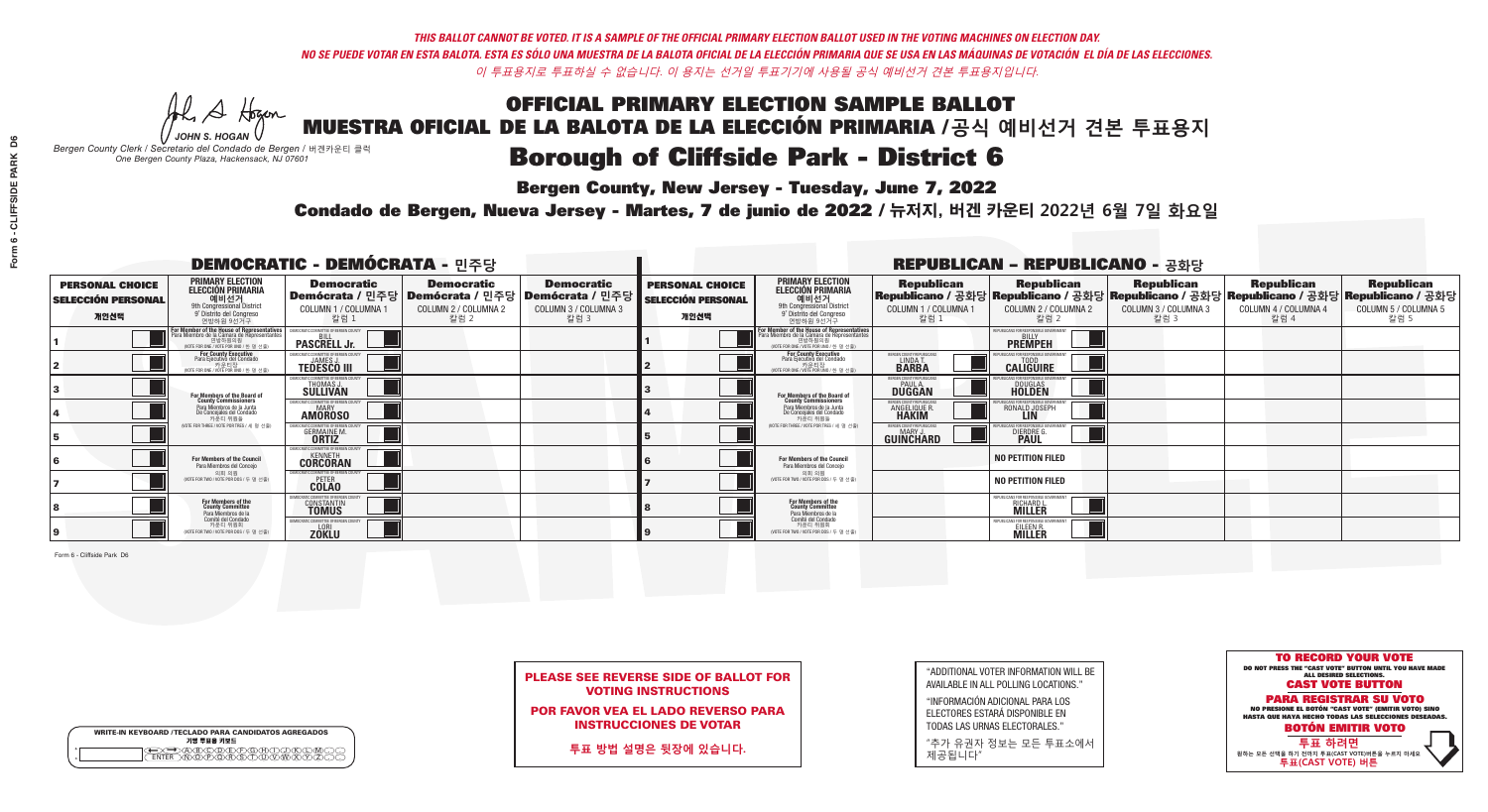THIS BALLOT CANNOT BE VOTED. IT IS A SAMPLE OF THE OFFICIAL PRIMARY ELECTION BALLOT USED IN THE VOTING MACHINES ON ELECTION DAY.
NO SE PUEDE VOTAR EN ESTA BALOTA. ESTA ES SÓLO UNA MUESTRA DE LA BALOTA OFICIAL DE LA ELECCIÓN PRIMARIA QUE SE USA EN LAS MÁQUINAS DE VOTACIÓN EL DÍA DE LAS ELECCIONES.
이 투표용지로 투표하실 수 없습니다. 이 용지는 선거일 투표기기에 사용될 공식 예비선거 견본 투표용지입니다.

JOHN S. HOGAN
Bergen County Clerk / Secretario del Condado de Bergen / 버겐카운티 클럭
One Bergen County Plaza, Hackensack, NJ 07601

# OFFICIAL PRIMARY ELECTION SAMPLE BALLOT
# MUESTRA OFICIAL DE LA BALOTA DE LA ELECCIÓN PRIMARIA / 공식 예비선거 견본 투표용지
# Borough of Cliffside Park - District 6

**Bergen County, New Jersey - Tuesday, June 7, 2022**

**Condado de Bergen, Nueva Jersey - Martes, 7 de junio de 2022 / 뉴저지, 버겐 카운티 2022년 6월 7일 화요일**

## DEMOCRATIC - DEMÓCRATA - 민주당

| PERSONAL CHOICE / SELECCIÓN PERSONAL / 개인선택 | PRIMARY ELECTION / ELECCIÓN PRIMARIA / 예비선거 (9th Congressional District / 9° Distrito del Congreso / 연방하원 9선거구) | Democratic / Demócrata / 민주당 COLUMN 1 / COLUMNA 1 / 칼럼 1 | Democratic / Demócrata / 민주당 COLUMN 2 / COLUMNA 2 / 칼럼 2 | Democratic / Demócrata / 민주당 COLUMN 3 / COLUMNA 3 / 칼럼 3 |
|---|---|---|---|---|
| 1 | For Member of the House of Representatives / Para Miembro de la Cámara de Representantes / 연방하원의원 (VOTE FOR ONE / VOTE POR UNO / 한 명 선출) | BILL PASCRELL Jr. | | |
| 2 | For County Executive / Para Ejecutivo del Condado / 카운티장 (VOTE FOR ONE / VOTE POR UNO / 한 명 선출) | JAMES J. TEDESCO III | | |
| 3 | For Members of the Board of County Commissioners / Para Miembros de la Junta De Concejales del Condado / 카운티 위원들 (VOTE FOR THREE / VOTE POR TRES / 세 명 선출) | THOMAS J. SULLIVAN | | |
| 4 | | MARY AMOROSO | | |
| 5 | | GERMAINE M. ORTIZ | | |
| 6 | For Members of the Council / Para Miembros del Concejo / 의회 의원 (VOTE FOR TWO / VOTE POR DOS / 두 명 선출) | KENNETH CORCORAN | | |
| 7 | | PETER COLAO | | |
| 8 | For Members of the County Committee / Para Miembros de la Comité del Condado / 카운티 위원회 (VOTE FOR TWO / VOTE POR DOS / 두 명 선출) | CONSTANTIN TOMUS | | |
| 9 | | LORI ZOKLU | | |

## REPUBLICAN - REPUBLICANO - 공화당

| PERSONAL CHOICE / SELECCIÓN PERSONAL / 개인선택 | PRIMARY ELECTION / ELECCIÓN PRIMARIA / 예비선거 (9th Congressional District / 9° Distrito del Congreso / 연방하원 9선거구) | Republican / Republicano / 공화당 COLUMN 1 / COLUMNA 1 / 칼럼 1 | Republican / Republicano / 공화당 COLUMN 2 / COLUMNA 2 / 칼럼 2 | Republican / Republicano / 공화당 COLUMN 3 / COLUMNA 3 / 칼럼 3 | Republican / Republicano / 공화당 COLUMN 4 / COLUMNA 4 / 칼럼 4 | Republican / Republicano / 공화당 COLUMN 5 / COLUMNA 5 / 칼럼 5 |
|---|---|---|---|---|---|---|
| 1 | For Member of the House of Representatives / Para Miembro de la Cámara de Representantes / 연방하원의원 (VOTE FOR ONE / VOTE POR UNO / 한 명 선출) | | BILLY PREMPEH | | | |
| 2 | For County Executive / Para Ejecutivo del Condado / 카운티장 (VOTE FOR ONE / VOTE POR UNO / 한 명 선출) | LINDA T. BARBA | TODD CALIGUIRE | | | |
| 3 | For Members of the Board of County Commissioners / Para Miembros de la Junta De Concejales del Condado / 카운티 위원들 (VOTE FOR THREE / VOTE POR TRES / 세 명 선출) | PAUL A. DUGGAN | DOUGLAS HOLDEN | | | |
| 4 | | ANGELIQUE R. HAKIM | RONALD JOSEPH LIN | | | |
| 5 | | MARY J. GUINCHARD | DIERDRE G. PAUL | | | |
| 6 | For Members of the Council / Para Miembros del Concejo / 의회 의원 (VOTE FOR TWO / VOTE POR DOS / 두 명 선출) | | NO PETITION FILED | | | |
| 7 | | | NO PETITION FILED | | | |
| 8 | For Members of the County Committee / Para Miembros de la Comité del Condado / 카운티 위원회 (VOTE FOR TWO / VOTE POR DOS / 두 명 선출) | | RICHARD L. MILLER | | | |
| 9 | | | EILEEN R. MILLER | | | |

Form 6 - Cliffside Park D6

**PLEASE SEE REVERSE SIDE OF BALLOT FOR VOTING INSTRUCTIONS**

**POR FAVOR VEA EL LADO REVERSO PARA INSTRUCCIONES DE VOTAR**

**투표 방법 설명은 뒷장에 있습니다.**

"ADDITIONAL VOTER INFORMATION WILL BE AVAILABLE IN ALL POLLING LOCATIONS."

"INFORMACIÓN ADICIONAL PARA LOS ELECTORES ESTARÁ DISPONIBLE EN TODAS LAS URNAS ELECTORALES."

"추가 유권자 정보는 모든 투표소에서 제공됩니다"

WRITE-IN KEYBOARD / TECLADO PARA CANDIDATOS AGREGADOS / 기명 투표용 키보드

**TO RECORD YOUR VOTE**
DO NOT PRESS THE "CAST VOTE" BUTTON UNTIL YOU HAVE MADE ALL DESIRED SELECTIONS.
**CAST VOTE BUTTON**

**PARA REGISTRAR SU VOTO**
NO PRESIONE EL BOTÓN "CAST VOTE" (EMITIR VOTO) SINO HASTA QUE HAYA HECHO TODAS LAS SELECCIONES DESEADAS.
**BOTÓN EMITIR VOTO**

**투표 하려면**
원하는 모든 선택을 하기 전까지 투표(CAST VOTE)버튼을 누르지 마세요
**투표(CAST VOTE) 버튼**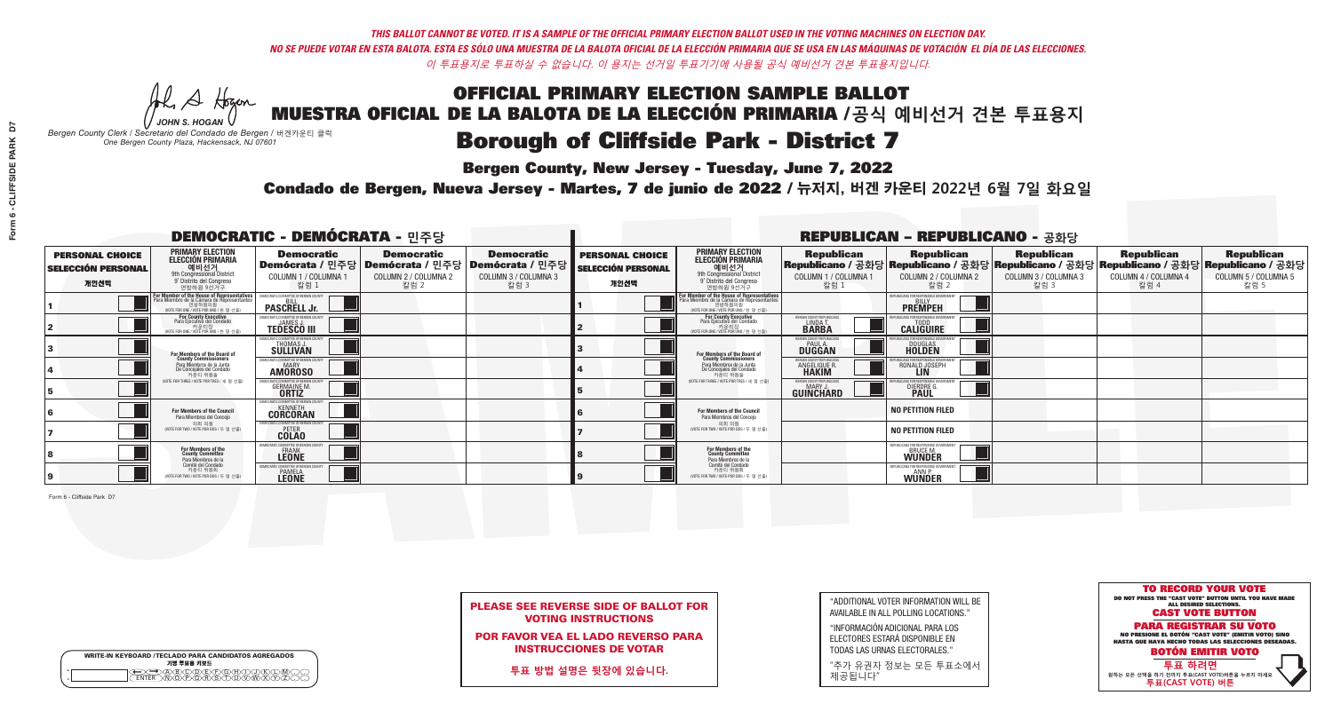*THIS BALLOT CANNOT BE VOTED. IT IS A SAMPLE OF THE OFFICIAL PRIMARY ELECTION BALLOT USED IN THE VOTING MACHINES ON ELECTION DAY.*
*NO SE PUEDE VOTAR EN ESTA BALOTA. ESTA ES SÓLO UNA MUESTRA DE LA BALOTA OFICIAL DE LA ELECCIÓN PRIMARIA QUE SE USA EN LAS MÁQUINAS DE VOTACIÓN EL DÍA DE LAS ELECCIONES.*
*이 투표용지로 투표하실 수 없습니다. 이 용지는 선거일 투표기기에 사용될 공식 예비선거 견본 투표용지입니다.*

JOHN S. HOGAN
*Bergen County Clerk / Secretario del Condado de Bergen / 버겐카운티 클럭*
*One Bergen County Plaza, Hackensack, NJ 07601*

# OFFICIAL PRIMARY ELECTION SAMPLE BALLOT
# MUESTRA OFICIAL DE LA BALOTA DE LA ELECCIÓN PRIMARIA / 공식 예비선거 견본 투표용지

## Borough of Cliffside Park - District 7

**Bergen County, New Jersey - Tuesday, June 7, 2022**

**Condado de Bergen, Nueva Jersey - Martes, 7 de junio de 2022 / 뉴저지, 버겐 카운티 2022년 6월 7일 화요일**

### DEMOCRATIC - DEMÓCRATA - 민주당

| PERSONAL CHOICE / SELECCIÓN PERSONAL / 개인선택 | PRIMARY ELECTION / ELECCIÓN PRIMARIA / 예비선거 (9th Congressional District / 9° Distrito del Congreso / 연방하원 9선거구) | Democratic / Demócrata / 민주당 COLUMN 1 / COLUMNA 1 / 칼럼 1 | Democratic / Demócrata / 민주당 COLUMN 2 / COLUMNA 2 / 칼럼 2 | Democratic / Demócrata / 민주당 COLUMN 3 / COLUMNA 3 / 칼럼 3 |
|---|---|---|---|---|
| 1 | For Member of the House of Representatives / Para Miembro de la Cámara de Representantes / 연방하원의원 (VOTE FOR ONE / VOTE POR UNO / 한 명 선출) | BILL PASCRELL Jr. | | |
| 2 | For County Executive / Para Ejecutivo del Condado / 카운티장 (VOTE FOR ONE / VOTE POR UNO / 한 명 선출) | JAMES J. TEDESCO III | | |
| 3 | For Members of the Board of County Commissioners / Para Miembros de la Junta De Concejales del Condado / 카운티 위원들 (VOTE FOR THREE / VOTE POR TRES / 세 명 선출) | THOMAS J. SULLIVAN | | |
| 4 | | MARY AMOROSO | | |
| 5 | | GERMAINE M. ORTIZ | | |
| 6 | For Members of the Council / Para Miembros del Concejo / 의회 의원 (VOTE FOR TWO / VOTE POR DOS / 두 명 선출) | KENNETH CORCORAN | | |
| 7 | | PETER COLAO | | |
| 8 | For Members of the County Committee / Para Miembros de la Comité del Condado / 카운티 위원회 (VOTE FOR TWO / VOTE POR DOS / 두 명 선출) | FRANK LEONE | | |
| 9 | | PAMELA LEONE | | |

(All Democratic Column 1 candidates: DEMOCRATIC COMMITTEE OF BERGEN COUNTY)

### REPUBLICAN - REPUBLICANO - 공화당

| PERSONAL CHOICE / SELECCIÓN PERSONAL / 개인선택 | PRIMARY ELECTION / ELECCIÓN PRIMARIA / 예비선거 (9th Congressional District / 9° Distrito del Congreso / 연방하원 9선거구) | Republican / Republicano / 공화당 COLUMN 1 / COLUMNA 1 / 칼럼 1 | Republican / Republicano / 공화당 COLUMN 2 / COLUMNA 2 / 칼럼 2 | Republican / Republicano / 공화당 COLUMN 3 / COLUMNA 3 / 칼럼 3 | Republican / Republicano / 공화당 COLUMN 4 / COLUMNA 4 / 칼럼 4 | Republican / Republicano / 공화당 COLUMN 5 / COLUMNA 5 / 칼럼 5 |
|---|---|---|---|---|---|---|
| 1 | For Member of the House of Representatives / Para Miembro de la Cámara de Representantes / 연방하원의원 (VOTE FOR ONE / VOTE POR UNO / 한 명 선출) | | BILLY PREMPEH (REPUBLICANS FOR RESPONSIBLE GOVERNMENT) | | | |
| 2 | For County Executive / Para Ejecutivo del Condado / 카운티장 (VOTE FOR ONE / VOTE POR UNO / 한 명 선출) | LINDA T. BARBA (BERGEN COUNTY REPUBLICANS) | TODD CALIGUIRE (REPUBLICANS FOR RESPONSIBLE GOVERNMENT) | | | |
| 3 | For Members of the Board of County Commissioners / Para Miembros de la Junta De Concejales del Condado / 카운티 위원들 (VOTE FOR THREE / VOTE POR TRES / 세 명 선출) | PAUL A. DUGGAN (BERGEN COUNTY REPUBLICANS) | DOUGLAS HOLDEN (REPUBLICANS FOR RESPONSIBLE GOVERNMENT) | | | |
| 4 | | ANGELIQUE R. HAKIM (BERGEN COUNTY REPUBLICANS) | RONALD JOSEPH LIN (REPUBLICANS FOR RESPONSIBLE GOVERNMENT) | | | |
| 5 | | MARY J. GUINCHARD (BERGEN COUNTY REPUBLICANS) | DIERDRE G. PAUL (REPUBLICANS FOR RESPONSIBLE GOVERNMENT) | | | |
| 6 | For Members of the Council / Para Miembros del Concejo / 의회 의원 (VOTE FOR TWO / VOTE POR DOS / 두 명 선출) | | NO PETITION FILED | | | |
| 7 | | | NO PETITION FILED | | | |
| 8 | For Members of the County Committee / Para Miembros de la Comité del Condado / 카운티 위원회 (VOTE FOR TWO / VOTE POR DOS / 두 명 선출) | | BRUCE M. WUNDER (REPUBLICANS FOR RESPONSIBLE GOVERNMENT) | | | |
| 9 | | | ANN P. WUNDER (REPUBLICANS FOR RESPONSIBLE GOVERNMENT) | | | |

Form 6 - Cliffside Park D7

**PLEASE SEE REVERSE SIDE OF BALLOT FOR VOTING INSTRUCTIONS**

**POR FAVOR VEA EL LADO REVERSO PARA INSTRUCCIONES DE VOTAR**

**투표 방법 설명은 뒷장에 있습니다.**

"ADDITIONAL VOTER INFORMATION WILL BE AVAILABLE IN ALL POLLING LOCATIONS."

"INFORMACIÓN ADICIONAL PARA LOS ELECTORES ESTARÁ DISPONIBLE EN TODAS LAS URNAS ELECTORALES."

"추가 유권자 정보는 모든 투표소에서 제공됩니다"

WRITE-IN KEYBOARD /TECLADO PARA CANDIDATOS AGREGADOS
기명 투표용 키보드

**TO RECORD YOUR VOTE**
DO NOT PRESS THE "CAST VOTE" BUTTON UNTIL YOU HAVE MADE ALL DESIRED SELECTIONS.
**CAST VOTE BUTTON**

**PARA REGISTRAR SU VOTO**
NO PRESIONE EL BOTÓN "CAST VOTE" (EMITIR VOTO) SINO HASTA QUE HAYA HECHO TODAS LAS SELECCIONES DESEADAS.
**BOTÓN EMITIR VOTO**

**투표 하려면**
원하는 모든 선택을 하기 전까지 투표(CAST VOTE)버튼을 누르지 마세요.
**투표(CAST VOTE) 버튼**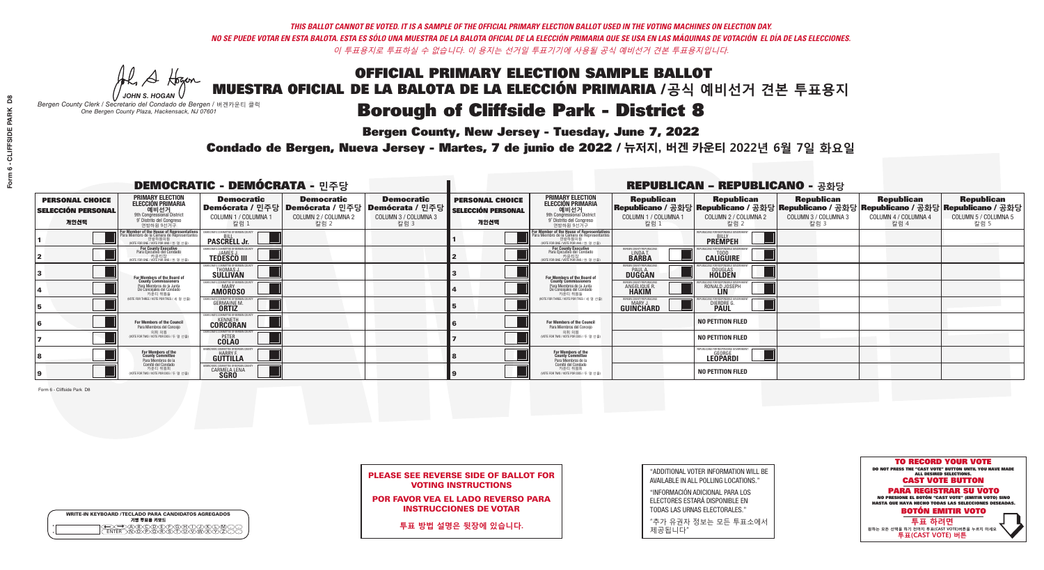*THIS BALLOT CANNOT BE VOTED. IT IS A SAMPLE OF THE OFFICIAL PRIMARY ELECTION BALLOT USED IN THE VOTING MACHINES ON ELECTION DAY.*
*NO SE PUEDE VOTAR EN ESTA BALOTA. ESTA ES SÓLO UNA MUESTRA DE LA BALOTA OFICIAL DE LA ELECCIÓN PRIMARIA QUE SE USA EN LAS MÁQUINAS DE VOTACIÓN EL DÍA DE LAS ELECCIONES.*
*이 투표용지로 투표하실 수 없습니다. 이 용지는 선거일 투표기기에 사용될 공식 예비선거 견본 투표용지입니다.*

JOHN S. HOGAN
*Bergen County Clerk / Secretario del Condado de Bergen /* 버겐카운티 클럭
*One Bergen County Plaza, Hackensack, NJ 07601*

# OFFICIAL PRIMARY ELECTION SAMPLE BALLOT
# MUESTRA OFICIAL DE LA BALOTA DE LA ELECCIÓN PRIMARIA /공식 예비선거 견본 투표용지
# Borough of Cliffside Park - District 8

**Bergen County, New Jersey - Tuesday, June 7, 2022**

**Condado de Bergen, Nueva Jersey - Martes, 7 de junio de 2022 / 뉴저지, 버겐 카운티 2022년 6월 7일 화요일**

## DEMOCRATIC - DEMÓCRATA - 민주당

| | PRIMARY ELECTION / ELECCIÓN PRIMARIA / 예비선거 (9th Congressional District / 9° Distrito del Congreso / 연방하원 9선거구) | Democratic / Demócrata / 민주당 COLUMN 1 / COLUMNA 1 / 칼럼 1 | Democratic / Demócrata / 민주당 COLUMN 2 / COLUMNA 2 / 칼럼 2 | Democratic / Demócrata / 민주당 COLUMN 3 / COLUMNA 3 / 칼럼 3 |
|---|---|---|---|---|
| 1 | For Member of the House of Representatives / Para Miembro de la Cámara de Representantes / 연방하원의원 (VOTE FOR ONE / VOTE POR UNO / 한 명 선출) | BILL PASCRELL Jr. | | |
| 2 | For County Executive / Para Ejecutivo del Condado / 카운티장 (VOTE FOR ONE / VOTE POR UNO / 한 명 선출) | JAMES J. TEDESCO III | | |
| 3 | For Members of the Board of County Commissioners / Para Miembros de la Junta De Concejales del Condado / 카운티 위원들 (VOTE FOR THREE / VOTE POR TRES / 세 명 선출) | THOMAS J. SULLIVAN | | |
| 4 | | MARY AMOROSO | | |
| 5 | | GERMAINE M. ORTIZ | | |
| 6 | For Members of the Council / Para Miembros del Concejo / 의회 의원 (VOTE FOR TWO / VOTE POR DOS / 두 명 선출) | KENNETH CORCORAN | | |
| 7 | | PETER COLAO | | |
| 8 | For Members of the County Committee / Para Miembros de la Comité del Condado / 카운티 위원회 (VOTE FOR TWO / VOTE POR DOS / 두 명 선출) | HARRY F. GUTTILLA | | |
| 9 | | CARMELA LENA SGRO | | |

## REPUBLICAN - REPUBLICANO - 공화당

| | PRIMARY ELECTION / ELECCIÓN PRIMARIA / 예비선거 (9th Congressional District / 9° Distrito del Congreso / 연방하원 9선거구) | Republican / Republicano / 공화당 COLUMN 1 / COLUMNA 1 / 칼럼 1 | Republican / Republicano / 공화당 COLUMN 2 / COLUMNA 2 / 칼럼 2 | Republican / Republicano / 공화당 COLUMN 3 / COLUMNA 3 / 칼럼 3 | Republican / Republicano / 공화당 COLUMN 4 / COLUMNA 4 / 칼럼 4 | Republican / Republicano / 공화당 COLUMN 5 / COLUMNA 5 / 칼럼 5 |
|---|---|---|---|---|---|---|
| 1 | For Member of the House of Representatives / Para Miembro de la Cámara de Representantes / 연방하원의원 (VOTE FOR ONE / VOTE POR UNO / 한 명 선출) | | BILLY PREMPEH | | | |
| 2 | For County Executive / Para Ejecutivo del Condado / 카운티장 (VOTE FOR ONE / VOTE POR UNO / 한 명 선출) | LINDA T. BARBA | TODD CALIGUIRE | | | |
| 3 | For Members of the Board of County Commissioners / Para Miembros de la Junta De Concejales del Condado / 카운티 위원들 (VOTE FOR THREE / VOTE POR TRES / 세 명 선출) | PAUL A. DUGGAN | DOUGLAS HOLDEN | | | |
| 4 | | ANGELIQUE R. HAKIM | RONALD JOSEPH LIN | | | |
| 5 | | MARY J. GUINCHARD | DIERDRE G. PAUL | | | |
| 6 | For Members of the Council / Para Miembros del Concejo / 의회 의원 (VOTE FOR TWO / VOTE POR DOS / 두 명 선출) | | NO PETITION FILED | | | |
| 7 | | | NO PETITION FILED | | | |
| 8 | For Members of the County Committee / Para Miembros de la Comité del Condado / 카운티 위원회 (VOTE FOR TWO / VOTE POR DOS / 두 명 선출) | | GEORGE LEOPARDI | | | |
| 9 | | | NO PETITION FILED | | | |

**PLEASE SEE REVERSE SIDE OF BALLOT FOR VOTING INSTRUCTIONS**

**POR FAVOR VEA EL LADO REVERSO PARA INSTRUCCIONES DE VOTAR**

**투표 방법 설명은 뒷장에 있습니다.**

"ADDITIONAL VOTER INFORMATION WILL BE AVAILABLE IN ALL POLLING LOCATIONS."

"INFORMACIÓN ADICIONAL PARA LOS ELECTORES ESTARÁ DISPONIBLE EN TODAS LAS URNAS ELECTORALES."

"추가 유권자 정보는 모든 투표소에서 제공됩니다"

**TO RECORD YOUR VOTE**
DO NOT PRESS THE "CAST VOTE" BUTTON UNTIL YOU HAVE MADE ALL DESIRED SELECTIONS.
**CAST VOTE BUTTON**
**PARA REGISTRAR SU VOTO**
NO PRESIONE EL BOTÓN "CAST VOTE" (EMITIR VOTO) SINO HASTA QUE HAYA HECHO TODAS LAS SELECCIONES DESEADAS.
**BOTÓN EMITIR VOTO**
**투표 하려면**
원하는 모든 선택을 하기 전까지 투표(CAST VOTE)버튼을 누르지 마세요
**투표(CAST VOTE) 버튼**

WRITE-IN KEYBOARD /TECLADO PARA CANDIDATOS AGREGADOS
기명 투표용 키보드

Form 6 - Cliffside Park D8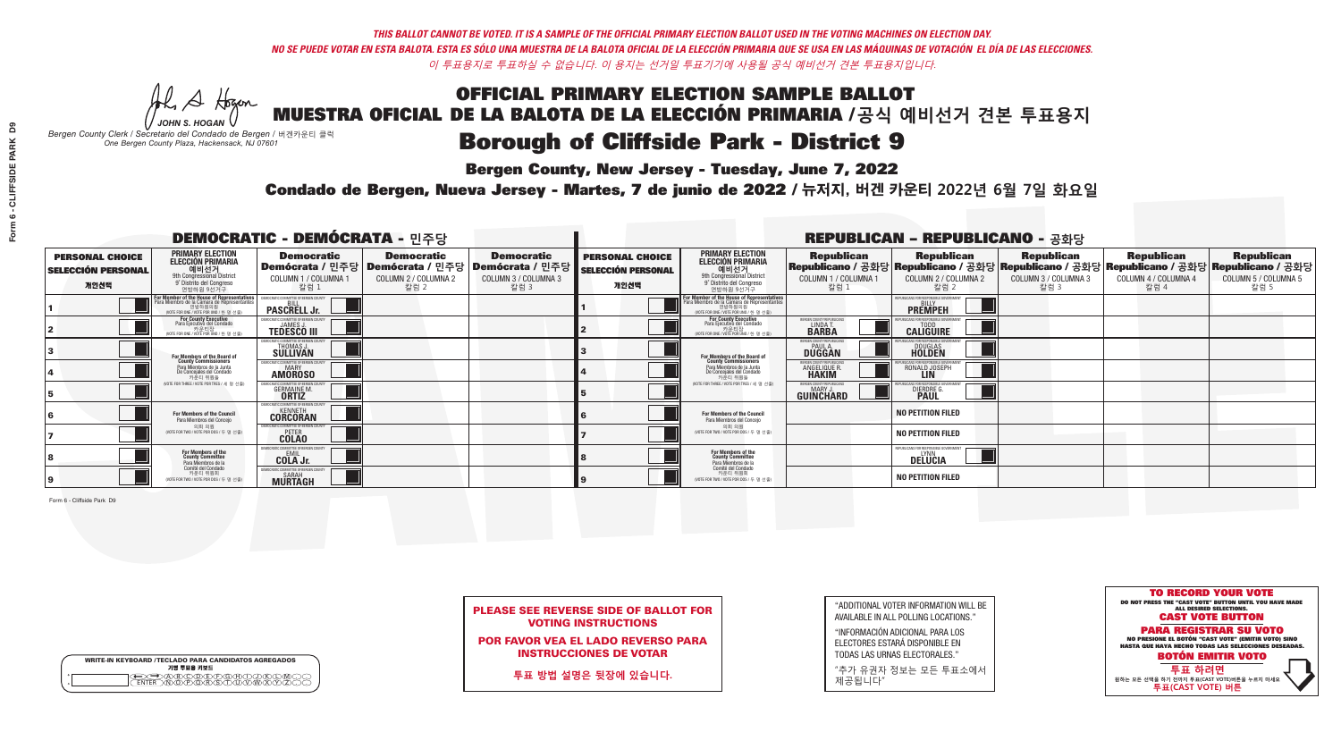*THIS BALLOT CANNOT BE VOTED. IT IS A SAMPLE OF THE OFFICIAL PRIMARY ELECTION BALLOT USED IN THE VOTING MACHINES ON ELECTION DAY.*
*NO SE PUEDE VOTAR EN ESTA BALOTA. ESTA ES SÓLO UNA MUESTRA DE LA BALOTA OFICIAL DE LA ELECCIÓN PRIMARIA QUE SE USA EN LAS MÁQUINAS DE VOTACIÓN EL DÍA DE LAS ELECCIONES.*
*이 투표용지로 투표하실 수 없습니다. 이 용지는 선거일 투표기기에 사용될 공식 예비선거 견본 투표용지입니다.*

JOHN S. HOGAN
*Bergen County Clerk / Secretario del Condado de Bergen / 버겐카운티 클럭*
*One Bergen County Plaza, Hackensack, NJ 07601*

# OFFICIAL PRIMARY ELECTION SAMPLE BALLOT
# MUESTRA OFICIAL DE LA BALOTA DE LA ELECCIÓN PRIMARIA /공식 예비선거 견본 투표용지
# Borough of Cliffside Park - District 9

**Bergen County, New Jersey - Tuesday, June 7, 2022**

**Condado de Bergen, Nueva Jersey - Martes, 7 de junio de 2022 / 뉴저지, 버겐 카운티 2022년 6월 7일 화요일**

## DEMOCRATIC - DEMÓCRATA - 민주당

| PERSONAL CHOICE / SELECCIÓN PERSONAL / 개인선택 | PRIMARY ELECTION / ELECCIÓN PRIMARIA / 예비선거 (9th Congressional District / 9° Distrito del Congreso / 연방하원 9선거구) | Democratic / Demócrata / 민주당 COLUMN 1 / COLUMNA 1 / 칼럼 1 | Democratic / Demócrata / 민주당 COLUMN 2 / COLUMNA 2 / 칼럼 2 | Democratic / Demócrata / 민주당 COLUMN 3 / COLUMNA 3 / 칼럼 3 |
|---|---|---|---|---|
| 1 | For Member of the House of Representatives / Para Miembro de la Cámara de Representantes / 연방하원의원 (VOTE FOR ONE / VOTE POR UNO / 한 명 선출) | BILL PASCRELL Jr. | | |
| 2 | For County Executive / Para Ejecutivo del Condado / 카운티장 (VOTE FOR ONE / VOTE POR UNO / 한 명 선출) | JAMES J. TEDESCO III | | |
| 3 | For Members of the Board of County Commissioners / Para Miembros de la Junta De Concejales del Condado / 카운티 위원들 (VOTE FOR THREE / VOTE POR TRES / 세 명 선출) | THOMAS J. SULLIVAN | | |
| 4 | | MARY AMOROSO | | |
| 5 | | GERMAINE M. ORTIZ | | |
| 6 | For Members of the Council / Para Miembros del Concejo / 의회 의원 (VOTE FOR TWO / VOTE POR DOS / 두 명 선출) | KENNETH CORCORAN | | |
| 7 | | PETER COLAO | | |
| 8 | For Members of the County Committee / Para Miembros de la Comité del Condado / 카운티 위원회 (VOTE FOR TWO / VOTE POR DOS / 두 명 선출) | EMIL COLA Jr. | | |
| 9 | | SARAH MURTAGH | | |

## REPUBLICAN - REPUBLICANO - 공화당

| PERSONAL CHOICE / SELECCIÓN PERSONAL / 개인선택 | PRIMARY ELECTION / ELECCIÓN PRIMARIA / 예비선거 (9th Congressional District / 9° Distrito del Congreso / 연방하원 9선거구) | Republican / Republicano / 공화당 COLUMN 1 / COLUMNA 1 / 칼럼 1 | Republican / Republicano / 공화당 COLUMN 2 / COLUMNA 2 / 칼럼 2 | Republican / Republicano / 공화당 COLUMN 3 / COLUMNA 3 / 칼럼 3 | Republican / Republicano / 공화당 COLUMN 4 / COLUMNA 4 / 칼럼 4 | Republican / Republicano / 공화당 COLUMN 5 / COLUMNA 5 / 칼럼 5 |
|---|---|---|---|---|---|---|
| 1 | For Member of the House of Representatives / Para Miembro de la Cámara de Representantes / 연방하원의원 (VOTE FOR ONE / VOTE POR UNO / 한 명 선출) | | BILLY PREMPEH | | | |
| 2 | For County Executive / Para Ejecutivo del Condado / 카운티장 (VOTE FOR ONE / VOTE POR UNO / 한 명 선출) | LINDA T. BARBA | TODD CALIGUIRE | | | |
| 3 | For Members of the Board of County Commissioners / Para Miembros de la Junta De Concejales del Condado / 카운티 위원들 (VOTE FOR THREE / VOTE POR TRES / 세 명 선출) | PAUL A. DUGGAN | DOUGLAS HOLDEN | | | |
| 4 | | ANGELIQUE R. HAKIM | RONALD JOSEPH LIN | | | |
| 5 | | MARY J. GUINCHARD | DIERDRE G. PAUL | | | |
| 6 | For Members of the Council / Para Miembros del Concejo / 의회 의원 (VOTE FOR TWO / VOTE POR DOS / 두 명 선출) | | NO PETITION FILED | | | |
| 7 | | | NO PETITION FILED | | | |
| 8 | For Members of the County Committee / Para Miembros de la Comité del Condado / 카운티 위원회 (VOTE FOR TWO / VOTE POR DOS / 두 명 선출) | | LYNN DELUCIA | | | |
| 9 | | | NO PETITION FILED | | | |

Form 6 - Cliffside Park D9

**PLEASE SEE REVERSE SIDE OF BALLOT FOR VOTING INSTRUCTIONS**

**POR FAVOR VEA EL LADO REVERSO PARA INSTRUCCIONES DE VOTAR**

**투표 방법 설명은 뒷장에 있습니다.**

"ADDITIONAL VOTER INFORMATION WILL BE AVAILABLE IN ALL POLLING LOCATIONS."

"INFORMACIÓN ADICIONAL PARA LOS ELECTORES ESTARÁ DISPONIBLE EN TODAS LAS URNAS ELECTORALES."

"추가 유권자 정보는 모든 투표소에서 제공됩니다"

WRITE-IN KEYBOARD /TECLADO PARA CANDIDATOS AGREGADOS
기명 투표용 키보드

**TO RECORD YOUR VOTE**
DO NOT PRESS THE "CAST VOTE" BUTTON UNTIL YOU HAVE MADE ALL DESIRED SELECTIONS.
**CAST VOTE BUTTON**

**PARA REGISTRAR SU VOTO**
NO PRESIONE EL BOTÓN "CAST VOTE" (EMITIR VOTO) SINO HASTA QUE HAYA HECHO TODAS LAS SELECCIONES DESEADAS.
**BOTÓN EMITIR VOTO**

**투표 하려면**
원하는 모든 선택을 하기 전까지 투표(CAST VOTE)버튼을 누르지 마세요
**투표(CAST VOTE) 버튼**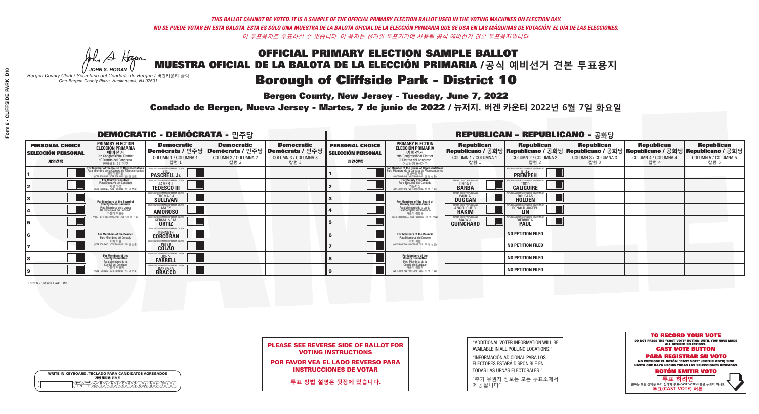*THIS BALLOT CANNOT BE VOTED. IT IS A SAMPLE OF THE OFFICIAL PRIMARY ELECTION BALLOT USED IN THE VOTING MACHINES ON ELECTION DAY.*
*NO SE PUEDE VOTAR EN ESTA BALOTA. ESTA ES SÓLO UNA MUESTRA DE LA BALOTA OFICIAL DE LA ELECCIÓN PRIMARIA QUE SE USA EN LAS MÁQUINAS DE VOTACIÓN EL DÍA DE LAS ELECCIONES.*
*이 투표용지로 투표하실 수 없습니다. 이 용지는 선거일 투표기기에 사용될 공식 예비선거 견본 투표용지입니다.*

JOHN S. HOGAN
*Bergen County Clerk / Secretario del Condado de Bergen / 버겐카운티 클럭*
*One Bergen County Plaza, Hackensack, NJ 07601*

# OFFICIAL PRIMARY ELECTION SAMPLE BALLOT
# MUESTRA OFICIAL DE LA BALOTA DE LA ELECCIÓN PRIMARIA /공식 예비선거 견본 투표용지
# Borough of Cliffside Park - District 10

**Bergen County, New Jersey - Tuesday, June 7, 2022**

**Condado de Bergen, Nueva Jersey - Martes, 7 de junio de 2022 / 뉴저지, 버겐 카운티 2022년 6월 7일 화요일**

## DEMOCRATIC - DEMÓCRATA - 민주당

| PERSONAL CHOICE / SELECCIÓN PERSONAL / 개인선택 | PRIMARY ELECTION / ELECCIÓN PRIMARIA / 예비선거 (9th Congressional District / 9° Distrito del Congreso / 연방하원 9선거구) | Democratic / Demócrata / 민주당 COLUMN 1 / COLUMNA 1 / 칼럼 1 | Democratic / Demócrata / 민주당 COLUMN 2 / COLUMNA 2 / 칼럼 2 | Democratic / Demócrata / 민주당 COLUMN 3 / COLUMNA 3 / 칼럼 3 |
|---|---|---|---|---|
| 1 | For Member of the House of Representatives / Para Miembro de la Cámara de Representantes / 연방하원의원 (VOTE FOR ONE / VOTE POR UNO / 한 명 선출) | BILL PASCRELL Jr. | | |
| 2 | For County Executive / Para Ejecutivo del Condado / 카운티장 (VOTE FOR ONE / VOTE POR UNO / 한 명 선출) | JAMES J. TEDESCO III | | |
| 3 | For Members of the Board of County Commissioners / Para Miembros de la Junta De Concejales del Condado / 카운티 위원들 (VOTE FOR THREE / VOTE POR TRES / 세 명 선출) | THOMAS J. SULLIVAN | | |
| 4 | | MARY AMOROSO | | |
| 5 | | GERMAINE M. ORTIZ | | |
| 6 | For Members of the Council / Para Miembros del Concejo / 의회 의원 (VOTE FOR TWO / VOTE POR DOS / 두 명 선출) | KENNETH CORCORAN | | |
| 7 | | PETER COLAO | | |
| 8 | For Members of the County Committee / Para Miembros de la Comité del Condado / 카운티 위원회 (VOTE FOR TWO / VOTE POR DOS / 두 명 선출) | JOHN FARRELL | | |
| 9 | | BARBARA BRACCO | | |

## REPUBLICAN - REPUBLICANO - 공화당

| PERSONAL CHOICE / SELECCIÓN PERSONAL / 개인선택 | PRIMARY ELECTION / ELECCIÓN PRIMARIA / 예비선거 (9th Congressional District / 9° Distrito del Congreso / 연방하원 9선거구) | Republican / Republicano / 공화당 COLUMN 1 / COLUMNA 1 / 칼럼 1 | Republican / Republicano / 공화당 COLUMN 2 / COLUMNA 2 / 칼럼 2 | Republican / Republicano / 공화당 COLUMN 3 / COLUMNA 3 / 칼럼 3 | Republican / Republicano / 공화당 COLUMN 4 / COLUMNA 4 / 칼럼 4 | Republican / Republicano / 공화당 COLUMN 5 / COLUMNA 5 / 칼럼 5 |
|---|---|---|---|---|---|---|
| 1 | For Member of the House of Representatives / Para Miembro de la Cámara de Representantes / 연방하원의원 (VOTE FOR ONE / VOTE POR UNO / 한 명 선출) | | BILLY PREMPEH | | | |
| 2 | For County Executive / Para Ejecutivo del Condado / 카운티장 (VOTE FOR ONE / VOTE POR UNO / 한 명 선출) | LINDA T. BARBA | TODD CALIGUIRE | | | |
| 3 | For Members of the Board of County Commissioners / Para Miembros de la Junta De Concejales del Condado / 카운티 위원들 (VOTE FOR THREE / VOTE POR TRES / 세 명 선출) | PAUL A. DUGGAN | DOUGLAS HOLDEN | | | |
| 4 | | ANGELIQUE R. HAKIM | RONALD JOSEPH LIN | | | |
| 5 | | MARY J. GUINCHARD | DIERDRE G. PAUL | | | |
| 6 | For Members of the Council / Para Miembros del Concejo / 의회 의원 (VOTE FOR TWO / VOTE POR DOS / 두 명 선출) | | NO PETITION FILED | | | |
| 7 | | | NO PETITION FILED | | | |
| 8 | For Members of the County Committee / Para Miembros de la Comité del Condado / 카운티 위원회 (VOTE FOR TWO / VOTE POR DOS / 두 명 선출) | | NO PETITION FILED | | | |
| 9 | | | NO PETITION FILED | | | |

Form 6 - Cliffside Park D10

**PLEASE SEE REVERSE SIDE OF BALLOT FOR VOTING INSTRUCTIONS**

**POR FAVOR VEA EL LADO REVERSO PARA INSTRUCCIONES DE VOTAR**

**투표 방법 설명은 뒷장에 있습니다.**

"ADDITIONAL VOTER INFORMATION WILL BE AVAILABLE IN ALL POLLING LOCATIONS."

"INFORMACIÓN ADICIONAL PARA LOS ELECTORES ESTARÁ DISPONIBLE EN TODAS LAS URNAS ELECTORALES."

"추가 유권자 정보는 모든 투표소에서 제공됩니다"

**TO RECORD YOUR VOTE**
DO NOT PRESS THE "CAST VOTE" BUTTON UNTIL YOU HAVE MADE ALL DESIRED SELECTIONS.
**CAST VOTE BUTTON**

**PARA REGISTRAR SU VOTO**
NO PRESIONE EL BOTÓN "CAST VOTE" (EMITIR VOTO) SINO HASTA QUE HAYA HECHO TODAS LAS SELECCIONES DESEADAS.
**BOTÓN EMITIR VOTO**

**투표 하려면**
원하는 모든 선택을 하기 전까지 투표(CAST VOTE)버튼을 누르지 마세요
**투표(CAST VOTE) 버튼**

WRITE-IN KEYBOARD /TECLADO PARA CANDIDATOS AGREGADOS
기명 투표용 키보드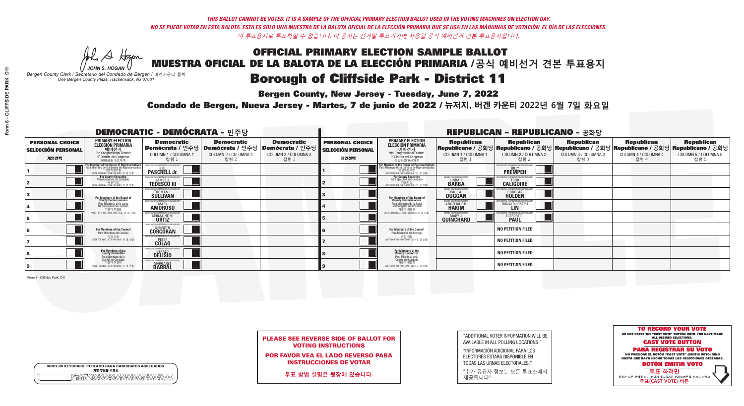*THIS BALLOT CANNOT BE VOTED. IT IS A SAMPLE OF THE OFFICIAL PRIMARY ELECTION BALLOT USED IN THE VOTING MACHINES ON ELECTION DAY.*
*NO SE PUEDE VOTAR EN ESTA BALOTA. ESTA ES SÓLO UNA MUESTRA DE LA BALOTA OFICIAL DE LA ELECCIÓN PRIMARIA QUE SE USA EN LAS MÁQUINAS DE VOTACIÓN EL DÍA DE LAS ELECCIONES.*
*이 투표용지로 투표하실 수 없습니다. 이 용지는 선거일 투표기기에 사용될 공식 예비선거 견본 투표용지입니다.*

JOHN S. HOGAN
*Bergen County Clerk / Secretario del Condado de Bergen /* 버겐카운티 클럭
*One Bergen County Plaza, Hackensack, NJ 07601*

# OFFICIAL PRIMARY ELECTION SAMPLE BALLOT
# MUESTRA OFICIAL DE LA BALOTA DE LA ELECCIÓN PRIMARIA /공식 예비선거 견본 투표용지
# Borough of Cliffside Park - District 11

**Bergen County, New Jersey - Tuesday, June 7, 2022**
**Condado de Bergen, Nueva Jersey - Martes, 7 de junio de 2022 / 뉴저지, 버겐 카운티 2022년 6월 7일 화요일**

## DEMOCRATIC - DEMÓCRATA - 민주당

| PERSONAL CHOICE / SELECCIÓN PERSONAL / 개인선택 | PRIMARY ELECTION / ELECCIÓN PRIMARIA / 예비선거 | Democratic / Demócrata / 민주당 COLUMN 1 / COLUMNA 1 / 칼럼 1 | Democratic / Demócrata / 민주당 COLUMN 2 / COLUMNA 2 / 칼럼 2 | Democratic / Demócrata / 민주당 COLUMN 3 / COLUMNA 3 / 칼럼 3 |
|---|---|---|---|---|
| 1 | For Member of the House of Representatives / Para Miembro de la Cámara de Representantes / 연방하원의원 (9th Congressional District) (VOTE FOR ONE / VOTE POR UNO / 한 명 선출) | BILL PASCRELL Jr. | | |
| 2 | For County Executive / Para Ejecutivo del Condado / 카운티장 (VOTE FOR ONE / VOTE POR UNO / 한 명 선출) | JAMES J. TEDESCO III | | |
| 3 | For Members of the Board of County Commissioners / Para Miembros de la Junta De Concejales del Condado / 카운티 위원들 (VOTE FOR THREE / VOTE POR TRES / 세 명 선출) | THOMAS J. SULLIVAN | | |
| 4 | | MARY AMOROSO | | |
| 5 | | GERMAINE M. ORTIZ | | |
| 6 | For Members of the Council / Para Miembros del Concejo / 의회 의원 (VOTE FOR TWO / VOTE POR DOS / 두 명 선출) | KENNETH CORCORAN | | |
| 7 | | PETER COLAO | | |
| 8 | For Members of the County Committee / Para Miembros de la Comité del Condado / 카운티 위원회 (VOTE FOR TWO / VOTE POR DOS / 두 명 선출) | GERALD DELISIO | | |
| 9 | | MARGARET BARRAL | | |

## REPUBLICAN - REPUBLICANO - 공화당

| PERSONAL CHOICE / SELECCIÓN PERSONAL / 개인선택 | PRIMARY ELECTION / ELECCIÓN PRIMARIA / 예비선거 | Republican / Republicano / 공화당 COLUMN 1 / COLUMNA 1 / 칼럼 1 | Republican / Republicano / 공화당 COLUMN 2 / COLUMNA 2 / 칼럼 2 | Republican / Republicano / 공화당 COLUMN 3 / COLUMNA 3 / 칼럼 3 | Republican / Republicano / 공화당 COLUMN 4 / COLUMNA 4 / 칼럼 4 | Republican / Republicano / 공화당 COLUMN 5 / COLUMNA 5 / 칼럼 5 |
|---|---|---|---|---|---|---|
| 1 | For Member of the House of Representatives / Para Miembro de la Cámara de Representantes / 연방하원의원 (9th Congressional District) (VOTE FOR ONE / VOTE POR UNO / 한 명 선출) | | BILLY PREMPEH | | | |
| 2 | For County Executive / Para Ejecutivo del Condado / 카운티장 (VOTE FOR ONE / VOTE POR UNO / 한 명 선출) | LINDA T. BARBA | TODD CALIGUIRE | | | |
| 3 | For Members of the Board of County Commissioners / Para Miembros de la Junta De Concejales del Condado / 카운티 위원들 (VOTE FOR THREE / VOTE POR TRES / 세 명 선출) | PAUL A. DUGGAN | DOUGLAS HOLDEN | | | |
| 4 | | ANGELIQUE R. HAKIM | RONALD JOSEPH LIN | | | |
| 5 | | MARY J. GUINCHARD | DIERDRE G. PAUL | | | |
| 6 | For Members of the Council / Para Miembros del Concejo / 의회 의원 (VOTE FOR TWO / VOTE POR DOS / 두 명 선출) | | NO PETITION FILED | | | |
| 7 | | | NO PETITION FILED | | | |
| 8 | For Members of the County Committee / Para Miembros de la Comité del Condado / 카운티 위원회 (VOTE FOR TWO / VOTE POR DOS / 두 명 선출) | | NO PETITION FILED | | | |
| 9 | | | NO PETITION FILED | | | |

**PLEASE SEE REVERSE SIDE OF BALLOT FOR VOTING INSTRUCTIONS**

**POR FAVOR VEA EL LADO REVERSO PARA INSTRUCCIONES DE VOTAR**

**투표 방법 설명은 뒷장에 있습니다.**

"ADDITIONAL VOTER INFORMATION WILL BE AVAILABLE IN ALL POLLING LOCATIONS."

"INFORMACIÓN ADICIONAL PARA LOS ELECTORES ESTARÁ DISPONIBLE EN TODAS LAS URNAS ELECTORALES."

"추가 유권자 정보는 모든 투표소에서 제공됩니다"

**TO RECORD YOUR VOTE**
DO NOT PRESS THE "CAST VOTE" BUTTON UNTIL YOU HAVE MADE ALL DESIRED SELECTIONS.
**CAST VOTE BUTTON**
**PARA REGISTRAR SU VOTO**
NO PRESIONE EL BOTÓN "CAST VOTE" (EMITIR VOTO) SINO HASTA QUE HAYA HECHO TODAS LAS SELECCIONES DESEADAS.
**BOTÓN EMITIR VOTO**
**투표 하려면**
원하는 모든 선택을 하기 전까지 투표(CAST VOTE)버튼을 누르지 마세요
**투표(CAST VOTE) 버튼**

WRITE-IN KEYBOARD /TECLADO PARA CANDIDATOS AGREGADOS
기명 투표용 키보드

Form 6 - Cliffside Park D11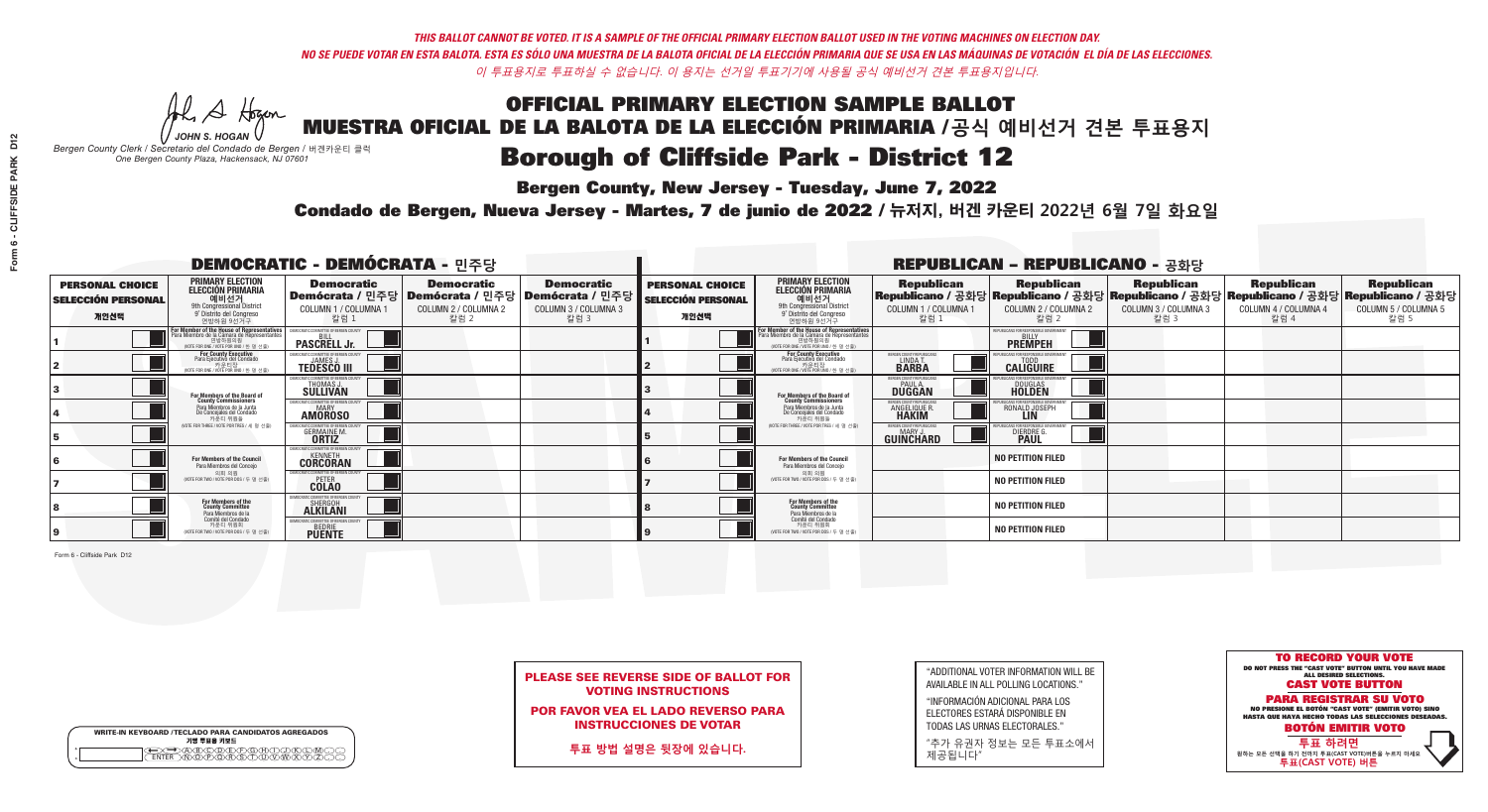*THIS BALLOT CANNOT BE VOTED. IT IS A SAMPLE OF THE OFFICIAL PRIMARY ELECTION BALLOT USED IN THE VOTING MACHINES ON ELECTION DAY.*
*NO SE PUEDE VOTAR EN ESTA BALOTA. ESTA ES SÓLO UNA MUESTRA DE LA BALOTA OFICIAL DE LA ELECCIÓN PRIMARIA QUE SE USA EN LAS MÁQUINAS DE VOTACIÓN EL DÍA DE LAS ELECCIONES.*
*이 투표용지로 투표하실 수 없습니다. 이 용지는 선거일 투표기기에 사용될 공식 예비선거 견본 투표용지입니다.*

JOHN S. HOGAN
*Bergen County Clerk / Secretario del Condado de Bergen / 버겐카운티 클럭*
*One Bergen County Plaza, Hackensack, NJ 07601*

# OFFICIAL PRIMARY ELECTION SAMPLE BALLOT
# MUESTRA OFICIAL DE LA BALOTA DE LA ELECCIÓN PRIMARIA /공식 예비선거 견본 투표용지
# Borough of Cliffside Park - District 12

**Bergen County, New Jersey - Tuesday, June 7, 2022**

**Condado de Bergen, Nueva Jersey - Martes, 7 de junio de 2022 / 뉴저지, 버겐 카운티 2022년 6월 7일 화요일**

## DEMOCRATIC - DEMÓCRATA - 민주당

| PERSONAL CHOICE / SELECCIÓN PERSONAL / 개인선택 | PRIMARY ELECTION / ELECCIÓN PRIMARIA / 예비선거 (9th Congressional District / 9° Distrito del Congreso / 연방하원 9선거구) | Democratic / Demócrata / 민주당 COLUMN 1 / COLUMNA 1 / 칼럼 1 | Democratic / Demócrata / 민주당 COLUMN 2 / COLUMNA 2 / 칼럼 2 | Democratic / Demócrata / 민주당 COLUMN 3 / COLUMNA 3 / 칼럼 3 |
|---|---|---|---|---|
| 1 | For Member of the House of Representatives / Para Miembro de la Cámara de Representantes / 연방하원의원 (VOTE FOR ONE / VOTE POR UNO / 한 명 선출) | BILL PASCRELL Jr. | | |
| 2 | For County Executive / Para Ejecutivo del Condado / 카운티장 (VOTE FOR ONE / VOTE POR UNO / 한 명 선출) | JAMES J. TEDESCO III | | |
| 3 | For Members of the Board of County Commissioners / Para Miembros de la Junta De Concejales del Condado / 카운티 위원들 (VOTE FOR THREE / VOTE POR TRES / 세 명 선출) | THOMAS J. SULLIVAN | | |
| 4 | | MARY AMOROSO | | |
| 5 | | GERMAINE M. ORTIZ | | |
| 6 | For Members of the Council / Para Miembros del Concejo / 의회 의원 (VOTE FOR TWO / VOTE POR DOS / 두 명 선출) | KENNETH CORCORAN | | |
| 7 | | PETER COLAO | | |
| 8 | For Members of the County Committee / Para Miembros de la Comité del Condado / 카운티 위원회 (VOTE FOR TWO / VOTE POR DOS / 두 명 선출) | SHERGOH ALKILANI | | |
| 9 | | BEDRIE PUENTE | | |

## REPUBLICAN - REPUBLICANO - 공화당

| PERSONAL CHOICE / SELECCIÓN PERSONAL / 개인선택 | PRIMARY ELECTION / ELECCIÓN PRIMARIA / 예비선거 (9th Congressional District / 9° Distrito del Congreso / 연방하원 9선거구) | Republican / Republicano / 공화당 COLUMN 1 / COLUMNA 1 / 칼럼 1 | Republican / Republicano / 공화당 COLUMN 2 / COLUMNA 2 / 칼럼 2 | Republican / Republicano / 공화당 COLUMN 3 / COLUMNA 3 / 칼럼 3 | Republican / Republicano / 공화당 COLUMN 4 / COLUMNA 4 / 칼럼 4 | Republican / Republicano / 공화당 COLUMN 5 / COLUMNA 5 / 칼럼 5 |
|---|---|---|---|---|---|---|
| 1 | For Member of the House of Representatives / Para Miembro de la Cámara de Representantes / 연방하원의원 (VOTE FOR ONE / VOTE POR UNO / 한 명 선출) | | BILLY PREMPEH | | | |
| 2 | For County Executive / Para Ejecutivo del Condado / 카운티장 (VOTE FOR ONE / VOTE POR UNO / 한 명 선출) | LINDA T. BARBA | TODD CALIGUIRE | | | |
| 3 | For Members of the Board of County Commissioners / Para Miembros de la Junta De Concejales del Condado / 카운티 위원들 (VOTE FOR THREE / VOTE POR TRES / 세 명 선출) | PAUL A. DUGGAN | DOUGLAS HOLDEN | | | |
| 4 | | ANGELIQUE R. HAKIM | RONALD JOSEPH LIN | | | |
| 5 | | MARY J. GUINCHARD | DIERDRE G. PAUL | | | |
| 6 | For Members of the Council / Para Miembros del Concejo / 의회 의원 (VOTE FOR TWO / VOTE POR DOS / 두 명 선출) | | NO PETITION FILED | | | |
| 7 | | | NO PETITION FILED | | | |
| 8 | For Members of the County Committee / Para Miembros de la Comité del Condado / 카운티 위원회 (VOTE FOR TWO / VOTE POR DOS / 두 명 선출) | | NO PETITION FILED | | | |
| 9 | | | NO PETITION FILED | | | |

Form 6 - Cliffside Park D12

**PLEASE SEE REVERSE SIDE OF BALLOT FOR VOTING INSTRUCTIONS**

**POR FAVOR VEA EL LADO REVERSO PARA INSTRUCCIONES DE VOTAR**

**투표 방법 설명은 뒷장에 있습니다.**

"ADDITIONAL VOTER INFORMATION WILL BE AVAILABLE IN ALL POLLING LOCATIONS."

"INFORMACIÓN ADICIONAL PARA LOS ELECTORES ESTARÁ DISPONIBLE EN TODAS LAS URNAS ELECTORALES."

"추가 유권자 정보는 모든 투표소에서 제공됩니다"

WRITE-IN KEYBOARD /TECLADO PARA CANDIDATOS AGREGADOS
기명 투표용 키보드

**TO RECORD YOUR VOTE**
DO NOT PRESS THE "CAST VOTE" BUTTON UNTIL YOU HAVE MADE ALL DESIRED SELECTIONS.
**CAST VOTE BUTTON**

**PARA REGISTRAR SU VOTO**
NO PRESIONE EL BOTÓN "CAST VOTE" (EMITIR VOTO) SINO HASTA QUE HAYA HECHO TODAS LAS SELECCIONES DESEADAS.
**BOTÓN EMITIR VOTO**

**투표 하려면**
원하는 모든 선택을 하기 전까지 투표(CAST VOTE)버튼을 누르지 마세요
**투표(CAST VOTE) 버튼**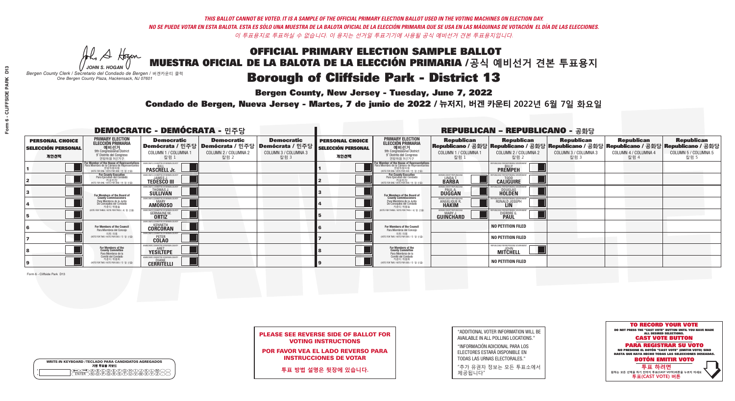*THIS BALLOT CANNOT BE VOTED. IT IS A SAMPLE OF THE OFFICIAL PRIMARY ELECTION BALLOT USED IN THE VOTING MACHINES ON ELECTION DAY.*
*NO SE PUEDE VOTAR EN ESTA BALOTA. ESTA ES SÓLO UNA MUESTRA DE LA BALOTA OFICIAL DE LA ELECCIÓN PRIMARIA QUE SE USA EN LAS MÁQUINAS DE VOTACIÓN EL DÍA DE LAS ELECCIONES.*
*이 투표용지로 투표하실 수 없습니다. 이 용지는 선거일 투표기기에 사용될 공식 예비선거 견본 투표용지입니다.*

JOHN S. HOGAN
*Bergen County Clerk / Secretario del Condado de Bergen /* 버겐카운티 클럭
*One Bergen County Plaza, Hackensack, NJ 07601*

# OFFICIAL PRIMARY ELECTION SAMPLE BALLOT
# MUESTRA OFICIAL DE LA BALOTA DE LA ELECCIÓN PRIMARIA /공식 예비선거 견본 투표용지
# Borough of Cliffside Park - District 13

**Bergen County, New Jersey - Tuesday, June 7, 2022**

**Condado de Bergen, Nueva Jersey - Martes, 7 de junio de 2022 / 뉴저지, 버겐 카운티 2022년 6월 7일 화요일**

## DEMOCRATIC - DEMÓCRATA - 민주당

| PERSONAL CHOICE / SELECCIÓN PERSONAL / 개인선택 | PRIMARY ELECTION / ELECCIÓN PRIMARIA / 예비선거 (9th Congressional District / 9° Distrito del Congreso / 연방하원 9선거구) | Democratic / Demócrata / 민주당 COLUMN 1 / COLUMNA 1 / 칼럼 1 | Democratic / Demócrata / 민주당 COLUMN 2 / COLUMNA 2 / 칼럼 2 | Democratic / Demócrata / 민주당 COLUMN 3 / COLUMNA 3 / 칼럼 3 |
|---|---|---|---|---|
| 1 | For Member of the House of Representatives / Para Miembro de la Cámara de Representantes / 연방하원의원 (VOTE FOR ONE / VOTE POR UNO / 한 명 선출) | BILL PASCRELL Jr. | | |
| 2 | For County Executive / Para Ejecutivo del Condado / 카운티장 (VOTE FOR ONE / VOTE POR UNO / 한 명 선출) | JAMES J. TEDESCO III | | |
| 3 | For Members of the Board of County Commissioners / Para Miembros de la Junta De Concejales del Condado / 카운티 위원들 (VOTE FOR THREE / VOTE POR TRES / 세 명 선출) | THOMAS J. SULLIVAN | | |
| 4 | | MARY AMOROSO | | |
| 5 | | GERMAINE M. ORTIZ | | |
| 6 | For Members of the Council / Para Miembros del Concejo / 의회 의원 (VOTE FOR TWO / VOTE POR DOS / 두 명 선출) | KENNETH CORCORAN | | |
| 7 | | PETER COLAO | | |
| 8 | For Members of the County Committee / Para Miembros de la Comité del Condado / 카운티 위원회 (VOTE FOR TWO / VOTE POR DOS / 두 명 선출) | ARET YESILTEPE | | |
| 9 | | DIANE CERRITELLI | | |

## REPUBLICAN - REPUBLICANO - 공화당

| PERSONAL CHOICE / SELECCIÓN PERSONAL / 개인선택 | PRIMARY ELECTION / ELECCIÓN PRIMARIA / 예비선거 (9th Congressional District / 9° Distrito del Congreso / 연방하원 9선거구) | Republican / Republicano / 공화당 COLUMN 1 / COLUMNA 1 / 칼럼 1 | Republican / Republicano / 공화당 COLUMN 2 / COLUMNA 2 / 칼럼 2 | Republican / Republicano / 공화당 COLUMN 3 / COLUMNA 3 / 칼럼 3 | Republican / Republicano / 공화당 COLUMN 4 / COLUMNA 4 / 칼럼 4 | Republican / Republicano / 공화당 COLUMN 5 / COLUMNA 5 / 칼럼 5 |
|---|---|---|---|---|---|---|
| 1 | For Member of the House of Representatives / Para Miembro de la Cámara de Representantes / 연방하원의원 (VOTE FOR ONE / VOTE POR UNO / 한 명 선출) | | BILLY PREMPEH | | | |
| 2 | For County Executive / Para Ejecutivo del Condado / 카운티장 (VOTE FOR ONE / VOTE POR UNO / 한 명 선출) | LINDA T. BARBA | TODD CALIGUIRE | | | |
| 3 | For Members of the Board of County Commissioners / Para Miembros de la Junta De Concejales del Condado / 카운티 위원들 (VOTE FOR THREE / VOTE POR TRES / 세 명 선출) | PAUL A. DUGGAN | DOUGLAS HOLDEN | | | |
| 4 | | ANGELIQUE R. HAKIM | RONALD JOSEPH LIN | | | |
| 5 | | MARY J. GUINCHARD | DIERDRE G. PAUL | | | |
| 6 | For Members of the Council / Para Miembros del Concejo / 의회 의원 (VOTE FOR TWO / VOTE POR DOS / 두 명 선출) | | NO PETITION FILED | | | |
| 7 | | | NO PETITION FILED | | | |
| 8 | For Members of the County Committee / Para Miembros de la Comité del Condado / 카운티 위원회 (VOTE FOR TWO / VOTE POR DOS / 두 명 선출) | | JOHN MITCHELL | | | |
| 9 | | | NO PETITION FILED | | | |

Form 6 - Cliffside Park D13

**PLEASE SEE REVERSE SIDE OF BALLOT FOR VOTING INSTRUCTIONS**

**POR FAVOR VEA EL LADO REVERSO PARA INSTRUCCIONES DE VOTAR**

**투표 방법 설명은 뒷장에 있습니다.**

"ADDITIONAL VOTER INFORMATION WILL BE AVAILABLE IN ALL POLLING LOCATIONS."

"INFORMACIÓN ADICIONAL PARA LOS ELECTORES ESTARÁ DISPONIBLE EN TODAS LAS URNAS ELECTORALES."

"추가 유권자 정보는 모든 투표소에서 제공됩니다"

WRITE-IN KEYBOARD /TECLADO PARA CANDIDATOS AGREGADOS
기명 투표용 키보드

**TO RECORD YOUR VOTE**
DO NOT PRESS THE "CAST VOTE" BUTTON UNTIL YOU HAVE MADE ALL DESIRED SELECTIONS.
**CAST VOTE BUTTON**

**PARA REGISTRAR SU VOTO**
NO PRESIONE EL BOTÓN "CAST VOTE" (EMITIR VOTO) SINO HASTA QUE HAYA HECHO TODAS LAS SELECCIONES DESEADAS.
**BOTÓN EMITIR VOTO**

**투표 하려면**
원하는 모든 선택을 하기 전까지 투표(CAST VOTE)버튼을 누르지 마세요
**투표(CAST VOTE) 버튼**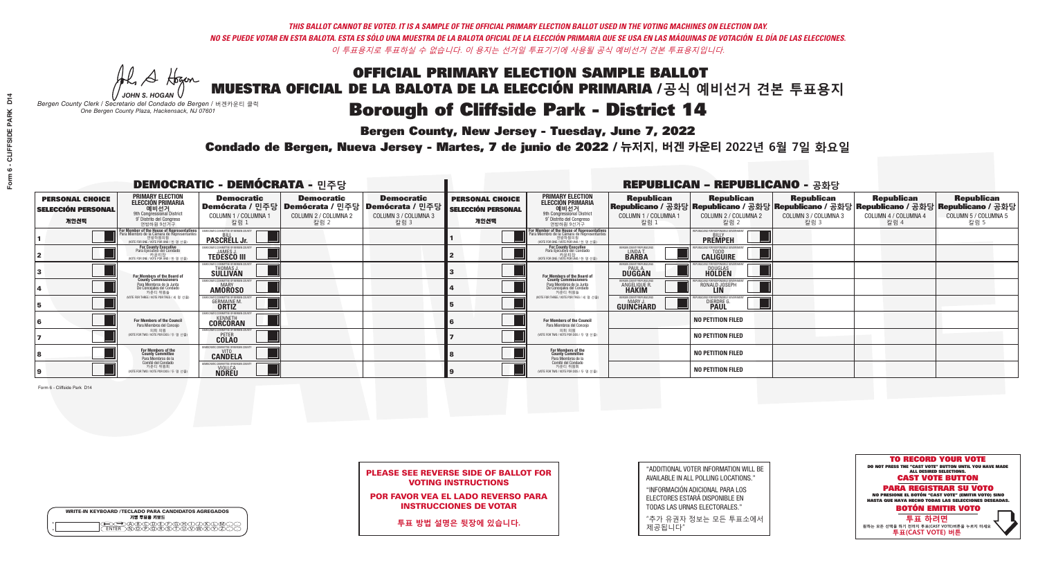*THIS BALLOT CANNOT BE VOTED. IT IS A SAMPLE OF THE OFFICIAL PRIMARY ELECTION BALLOT USED IN THE VOTING MACHINES ON ELECTION DAY.*
*NO SE PUEDE VOTAR EN ESTA BALOTA. ESTA ES SÓLO UNA MUESTRA DE LA BALOTA OFICIAL DE LA ELECCIÓN PRIMARIA QUE SE USA EN LAS MÁQUINAS DE VOTACIÓN EL DÍA DE LAS ELECCIONES.*
*이 투표용지로 투표하실 수 없습니다. 이 용지는 선거일 투표기기에 사용될 공식 예비선거 견본 투표용지입니다.*

JOHN S. HOGAN
*Bergen County Clerk / Secretario del Condado de Bergen / 버겐카운티 클럭*
*One Bergen County Plaza, Hackensack, NJ 07601*

# OFFICIAL PRIMARY ELECTION SAMPLE BALLOT
# MUESTRA OFICIAL DE LA BALOTA DE LA ELECCIÓN PRIMARIA /공식 예비선거 견본 투표용지
# Borough of Cliffside Park - District 14

**Bergen County, New Jersey - Tuesday, June 7, 2022**

**Condado de Bergen, Nueva Jersey - Martes, 7 de junio de 2022 / 뉴저지, 버겐 카운티 2022년 6월 7일 화요일**

## DEMOCRATIC - DEMÓCRATA - 민주당

| PERSONAL CHOICE / SELECCIÓN PERSONAL / 개인선택 | PRIMARY ELECTION / ELECCIÓN PRIMARIA / 예비선거 (9th Congressional District / 9° Distrito del Congreso / 연방하원 9선거구) | Democratic / Demócrata / 민주당 COLUMN 1 / COLUMNA 1 / 칼럼 1 | Democratic / Demócrata / 민주당 COLUMN 2 / COLUMNA 2 / 칼럼 2 | Democratic / Demócrata / 민주당 COLUMN 3 / COLUMNA 3 / 칼럼 3 |
|---|---|---|---|---|
| 1 | For Member of the House of Representatives / Para Miembro de la Cámara de Representantes / 연방하원의원 (VOTE FOR ONE / VOTE POR UNO / 한 명 선출) | BILL PASCRELL Jr. | | |
| 2 | For County Executive / Para Ejecutivo del Condado / 카운티장 (VOTE FOR ONE / VOTE POR UNO / 한 명 선출) | JAMES J. TEDESCO III | | |
| 3 | For Members of the Board of County Commissioners / Para Miembros de la Junta De Concejales del Condado / 카운티 위원들 (VOTE FOR THREE / VOTE POR TRES / 세 명 선출) | THOMAS J. SULLIVAN | | |
| 4 | | MARY AMOROSO | | |
| 5 | | GERMAINE M. ORTIZ | | |
| 6 | For Members of the Council / Para Miembros del Concejo / 의회 의원 (VOTE FOR TWO / VOTE POR DOS / 두 명 선출) | KENNETH CORCORAN | | |
| 7 | | PETER COLAO | | |
| 8 | For Members of the County Committee / Para Miembros de la Comité del Condado / 카운티 위원회 (VOTE FOR TWO / VOTE POR DOS / 두 명 선출) | VITO CANDELA | | |
| 9 | | VIOLLCA NDREU | | |

## REPUBLICAN - REPUBLICANO - 공화당

| PERSONAL CHOICE / SELECCIÓN PERSONAL / 개인선택 | PRIMARY ELECTION / ELECCIÓN PRIMARIA / 예비선거 (9th Congressional District / 9° Distrito del Congreso / 연방하원 9선거구) | Republican / Republicano / 공화당 COLUMN 1 / COLUMNA 1 / 칼럼 1 | Republican / Republicano / 공화당 COLUMN 2 / COLUMNA 2 / 칼럼 2 | Republican / Republicano / 공화당 COLUMN 3 / COLUMNA 3 / 칼럼 3 | Republican / Republicano / 공화당 COLUMN 4 / COLUMNA 4 / 칼럼 4 | Republican / Republicano / 공화당 COLUMN 5 / COLUMNA 5 / 칼럼 5 |
|---|---|---|---|---|---|---|
| 1 | For Member of the House of Representatives / Para Miembro de la Cámara de Representantes / 연방하원의원 (VOTE FOR ONE / VOTE POR UNO / 한 명 선출) | | BILLY PREMPEH | | | |
| 2 | For County Executive / Para Ejecutivo del Condado / 카운티장 (VOTE FOR ONE / VOTE POR UNO / 한 명 선출) | LINDA T. BARBA | TODD CALIGUIRE | | | |
| 3 | For Members of the Board of County Commissioners / Para Miembros de la Junta De Concejales del Condado / 카운티 위원들 (VOTE FOR THREE / VOTE POR TRES / 세 명 선출) | PAUL A. DUGGAN | DOUGLAS HOLDEN | | | |
| 4 | | ANGELIQUE R. HAKIM | RONALD JOSEPH LIN | | | |
| 5 | | MARY J. GUINCHARD | DIERDRE G. PAUL | | | |
| 6 | For Members of the Council / Para Miembros del Concejo / 의회 의원 (VOTE FOR TWO / VOTE POR DOS / 두 명 선출) | | NO PETITION FILED | | | |
| 7 | | | NO PETITION FILED | | | |
| 8 | For Members of the County Committee / Para Miembros de la Comité del Condado / 카운티 위원회 (VOTE FOR TWO / VOTE POR DOS / 두 명 선출) | | NO PETITION FILED | | | |
| 9 | | | NO PETITION FILED | | | |

Form 6 - Cliffside Park D14

**PLEASE SEE REVERSE SIDE OF BALLOT FOR VOTING INSTRUCTIONS**

**POR FAVOR VEA EL LADO REVERSO PARA INSTRUCCIONES DE VOTAR**

**투표 방법 설명은 뒷장에 있습니다.**

"ADDITIONAL VOTER INFORMATION WILL BE AVAILABLE IN ALL POLLING LOCATIONS."

"INFORMACIÓN ADICIONAL PARA LOS ELECTORES ESTARÁ DISPONIBLE EN TODAS LAS URNAS ELECTORALES."

"추가 유권자 정보는 모든 투표소에서 제공됩니다"

**TO RECORD YOUR VOTE**
DO NOT PRESS THE "CAST VOTE" BUTTON UNTIL YOU HAVE MADE ALL DESIRED SELECTIONS.
**CAST VOTE BUTTON**

**PARA REGISTRAR SU VOTO**
NO PRESIONE EL BOTÓN "CAST VOTE" (EMITIR VOTO) SINO HASTA QUE HAYA HECHO TODAS LAS SELECCIONES DESEADAS.
**BOTÓN EMITIR VOTO**

**투표 하려면**
원하는 모든 선택을 하기 전까지 투표(CAST VOTE)버튼을 누르지 마세요
**투표(CAST VOTE) 버튼**

WRITE-IN KEYBOARD /TECLADO PARA CANDIDATOS AGREGADOS
기명 투표용 키보드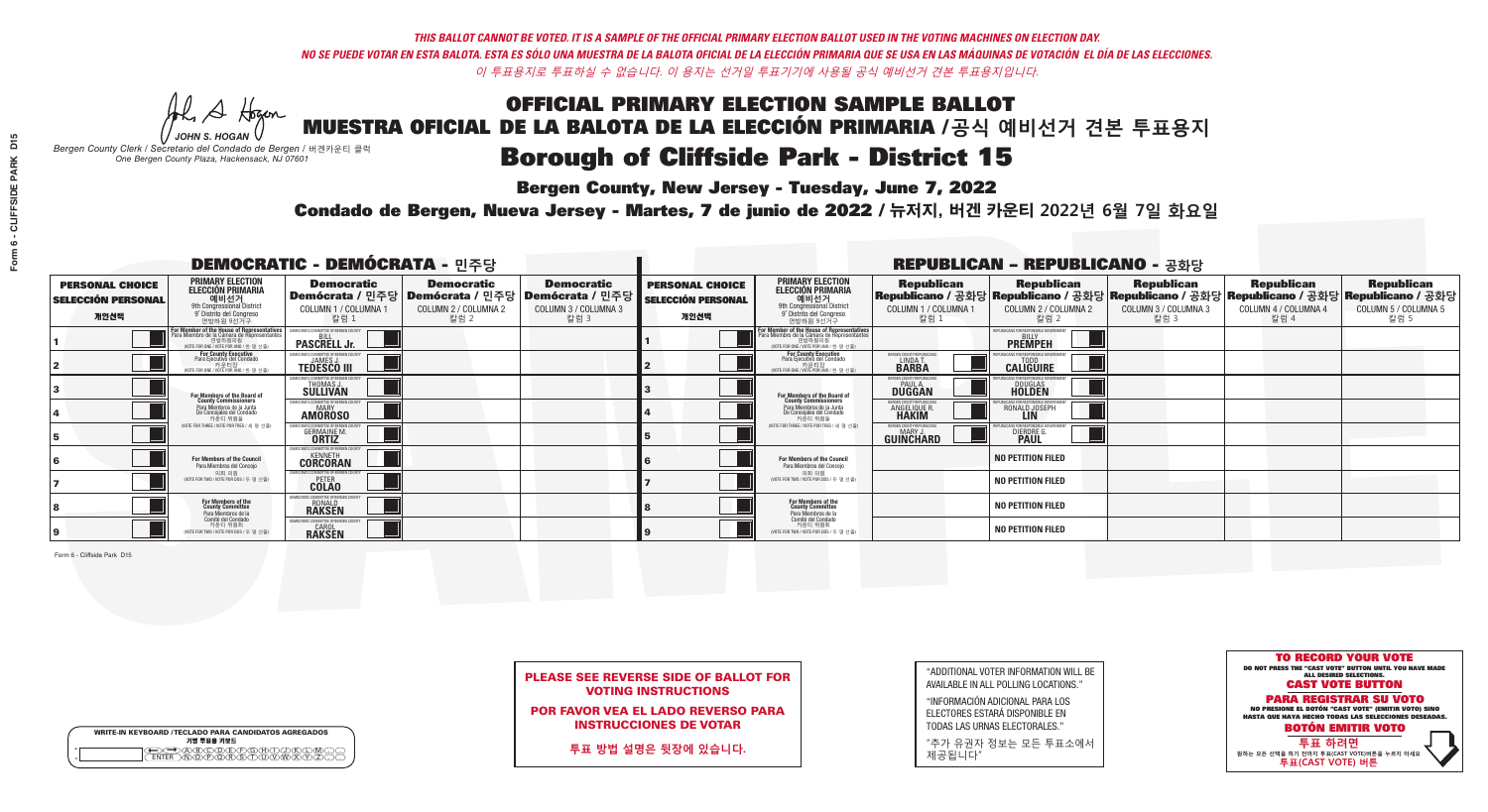*THIS BALLOT CANNOT BE VOTED. IT IS A SAMPLE OF THE OFFICIAL PRIMARY ELECTION BALLOT USED IN THE VOTING MACHINES ON ELECTION DAY.*
*NO SE PUEDE VOTAR EN ESTA BALOTA. ESTA ES SÓLO UNA MUESTRA DE LA BALOTA OFICIAL DE LA ELECCIÓN PRIMARIA QUE SE USA EN LAS MÁQUINAS DE VOTACIÓN EL DÍA DE LAS ELECCIONES.*
*이 투표용지로 투표하실 수 없습니다. 이 용지는 선거일 투표기기에 사용될 공식 예비선거 견본 투표용지입니다.*

JOHN S. HOGAN
*Bergen County Clerk / Secretario del Condado de Bergen / 버겐카운티 클럭*
*One Bergen County Plaza, Hackensack, NJ 07601*

# OFFICIAL PRIMARY ELECTION SAMPLE BALLOT
# MUESTRA OFICIAL DE LA BALOTA DE LA ELECCIÓN PRIMARIA /공식 예비선거 견본 투표용지
# Borough of Cliffside Park - District 15

**Bergen County, New Jersey - Tuesday, June 7, 2022**

**Condado de Bergen, Nueva Jersey - Martes, 7 de junio de 2022 / 뉴저지, 버겐 카운티 2022년 6월 7일 화요일**

## DEMOCRATIC - DEMÓCRATA - 민주당

| PERSONAL CHOICE / SELECCIÓN PERSONAL / 개인선택 | PRIMARY ELECTION / ELECCIÓN PRIMARIA / 예비선거 | Democratic / Demócrata / 민주당 COLUMN 1 / COLUMNA 1 / 칼럼 1 | Democratic / Demócrata / 민주당 COLUMN 2 / COLUMNA 2 / 칼럼 2 | Democratic / Demócrata / 민주당 COLUMN 3 / COLUMNA 3 / 칼럼 3 |
|---|---|---|---|---|
| 1 | For Member of the House of Representatives / Para Miembro de la Cámara de Representantes / 연방하원의원 (9th Congressional District / 9º Distrito del Congreso / 연방하원 9선거구) (VOTE FOR ONE / VOTE POR UNO / 한 명 선출) | BILL PASCRELL Jr. | | |
| 2 | For County Executive / Para Ejecutivo del Condado / 카운티장 (VOTE FOR ONE / VOTE POR UNO / 한 명 선출) | JAMES J. TEDESCO III | | |
| 3 | For Members of the Board of County Commissioners / Para Miembros de la Junta De Concejales del Condado / 카운티 위원들 (VOTE FOR THREE / VOTE POR TRES / 세 명 선출) | THOMAS J. SULLIVAN | | |
| 4 | | MARY AMOROSO | | |
| 5 | | GERMAINE M. ORTIZ | | |
| 6 | For Members of the Council / Para Miembros del Concejo / 의회 의원 (VOTE FOR TWO / VOTE POR DOS / 두 명 선출) | KENNETH CORCORAN | | |
| 7 | | PETER COLAO | | |
| 8 | For Members of the County Committee / Para Miembros de la Comité del Condado / 카운티 위원회 (VOTE FOR TWO / VOTE POR DOS / 두 명 선출) | RONALD RAKSEN | | |
| 9 | | CAROL RAKSEN | | |

## REPUBLICAN - REPUBLICANO - 공화당

| PERSONAL CHOICE / SELECCIÓN PERSONAL / 개인선택 | PRIMARY ELECTION / ELECCIÓN PRIMARIA / 예비선거 | Republican / Republicano / 공화당 COLUMN 1 / COLUMNA 1 / 칼럼 1 | Republican / Republicano / 공화당 COLUMN 2 / COLUMNA 2 / 칼럼 2 | Republican / Republicano / 공화당 COLUMN 3 / COLUMNA 3 / 칼럼 3 | Republican / Republicano / 공화당 COLUMN 4 / COLUMNA 4 / 칼럼 4 | Republican / Republicano / 공화당 COLUMN 5 / COLUMNA 5 / 칼럼 5 |
|---|---|---|---|---|---|---|
| 1 | For Member of the House of Representatives / Para Miembro de la Cámara de Representantes / 연방하원의원 (9th Congressional District / 9º Distrito del Congreso / 연방하원 9선거구) (VOTE FOR ONE / VOTE POR UNO / 한 명 선출) | | BILLY PREMPEH | | | |
| 2 | For County Executive / Para Ejecutivo del Condado / 카운티장 (VOTE FOR ONE / VOTE POR UNO / 한 명 선출) | LINDA T. BARBA | TODD CALIGUIRE | | | |
| 3 | For Members of the Board of County Commissioners / Para Miembros de la Junta De Concejales del Condado / 카운티 위원들 (VOTE FOR THREE / VOTE POR TRES / 세 명 선출) | PAUL A. DUGGAN | DOUGLAS HOLDEN | | | |
| 4 | | ANGELIQUE R. HAKIM | RONALD JOSEPH LIN | | | |
| 5 | | MARY J. GUINCHARD | DIERDRE G. PAUL | | | |
| 6 | For Members of the Council / Para Miembros del Concejo / 의회 의원 (VOTE FOR TWO / VOTE POR DOS / 두 명 선출) | | NO PETITION FILED | | | |
| 7 | | | NO PETITION FILED | | | |
| 8 | For Members of the County Committee / Para Miembros de la Comité del Condado / 카운티 위원회 (VOTE FOR TWO / VOTE POR DOS / 두 명 선출) | | NO PETITION FILED | | | |
| 9 | | | NO PETITION FILED | | | |

Form 6 - Cliffside Park D15

**PLEASE SEE REVERSE SIDE OF BALLOT FOR VOTING INSTRUCTIONS**

**POR FAVOR VEA EL LADO REVERSO PARA INSTRUCCIONES DE VOTAR**

**투표 방법 설명은 뒷장에 있습니다.**

"ADDITIONAL VOTER INFORMATION WILL BE AVAILABLE IN ALL POLLING LOCATIONS."

"INFORMACIÓN ADICIONAL PARA LOS ELECTORES ESTARÁ DISPONIBLE EN TODAS LAS URNAS ELECTORALES."

"추가 유권자 정보는 모든 투표소에서 제공됩니다"

WRITE-IN KEYBOARD /TECLADO PARA CANDIDATOS AGREGADOS
기명 투표용 키보드

**TO RECORD YOUR VOTE**
DO NOT PRESS THE "CAST VOTE" BUTTON UNTIL YOU HAVE MADE ALL DESIRED SELECTIONS.
**CAST VOTE BUTTON**
**PARA REGISTRAR SU VOTO**
NO PRESIONE EL BOTÓN "CAST VOTE" (EMITIR VOTO) SINO HASTA QUE HAYA HECHO TODAS LAS SELECCIONES DESEADAS.
**BOTÓN EMITIR VOTO**
**투표 하려면**
원하는 모든 선택을 하기 전까지 투표(CAST VOTE)버튼을 누르지 마세요
**투표(CAST VOTE) 버튼**